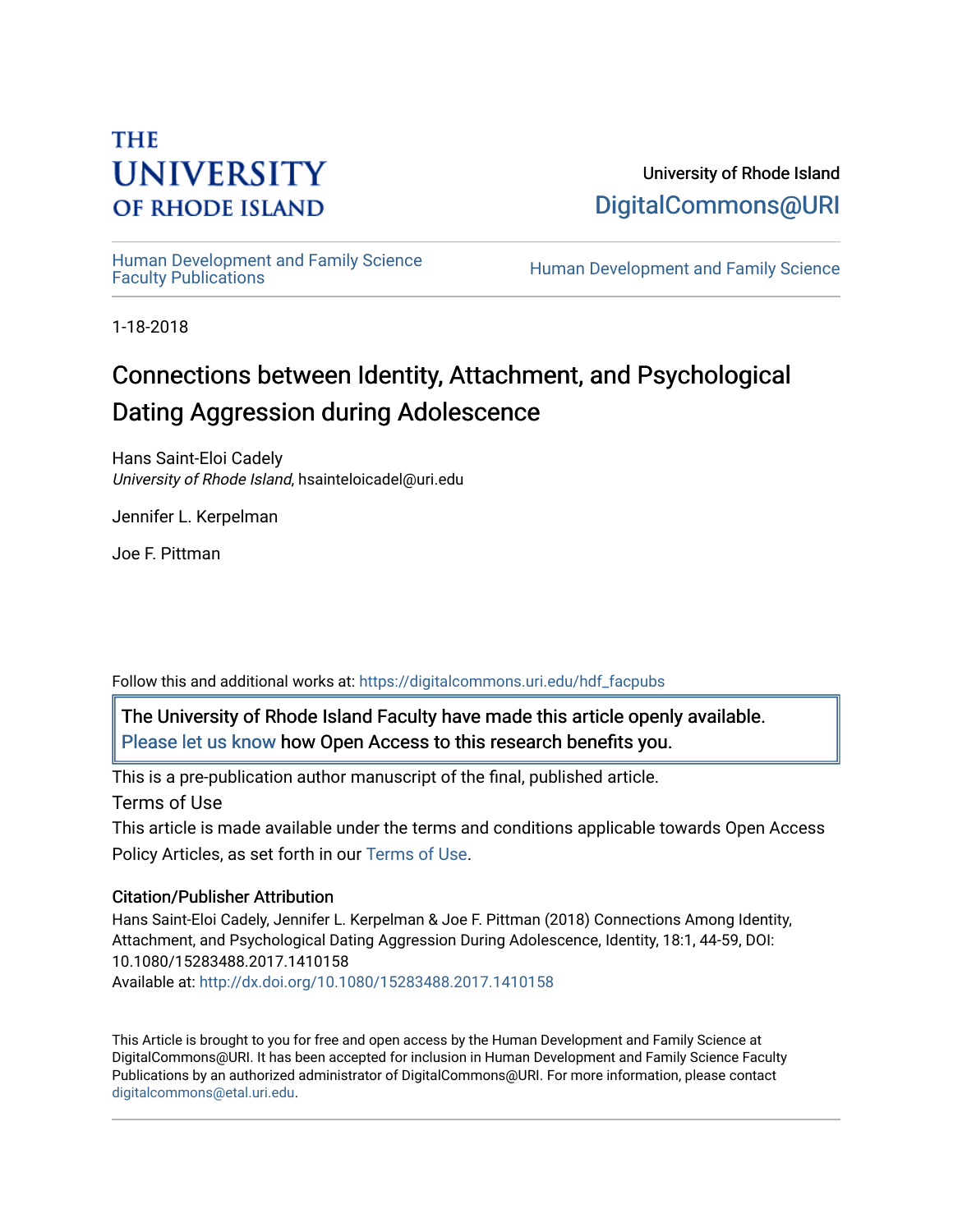THE UNIVERSITY OF RHODE ISLAND

University of Rhode Island
DigitalCommons@URI

Human Development and Family Science Faculty Publications | Human Development and Family Science

1-18-2018

# Connections between Identity, Attachment, and Psychological Dating Aggression during Adolescence

Hans Saint-Eloi Cadely
*University of Rhode Island*, hsainteloicadel@uri.edu

Jennifer L. Kerpelman

Joe F. Pittman

Follow this and additional works at: https://digitalcommons.uri.edu/hdf_facpubs

The University of Rhode Island Faculty have made this article openly available. Please let us know how Open Access to this research benefits you.

This is a pre-publication author manuscript of the final, published article.

Terms of Use

This article is made available under the terms and conditions applicable towards Open Access Policy Articles, as set forth in our Terms of Use.

### Citation/Publisher Attribution

Hans Saint-Eloi Cadely, Jennifer L. Kerpelman & Joe F. Pittman (2018) Connections Among Identity, Attachment, and Psychological Dating Aggression During Adolescence, Identity, 18:1, 44-59, DOI: 10.1080/15283488.2017.1410158
Available at: http://dx.doi.org/10.1080/15283488.2017.1410158

This Article is brought to you for free and open access by the Human Development and Family Science at DigitalCommons@URI. It has been accepted for inclusion in Human Development and Family Science Faculty Publications by an authorized administrator of DigitalCommons@URI. For more information, please contact digitalcommons@etal.uri.edu.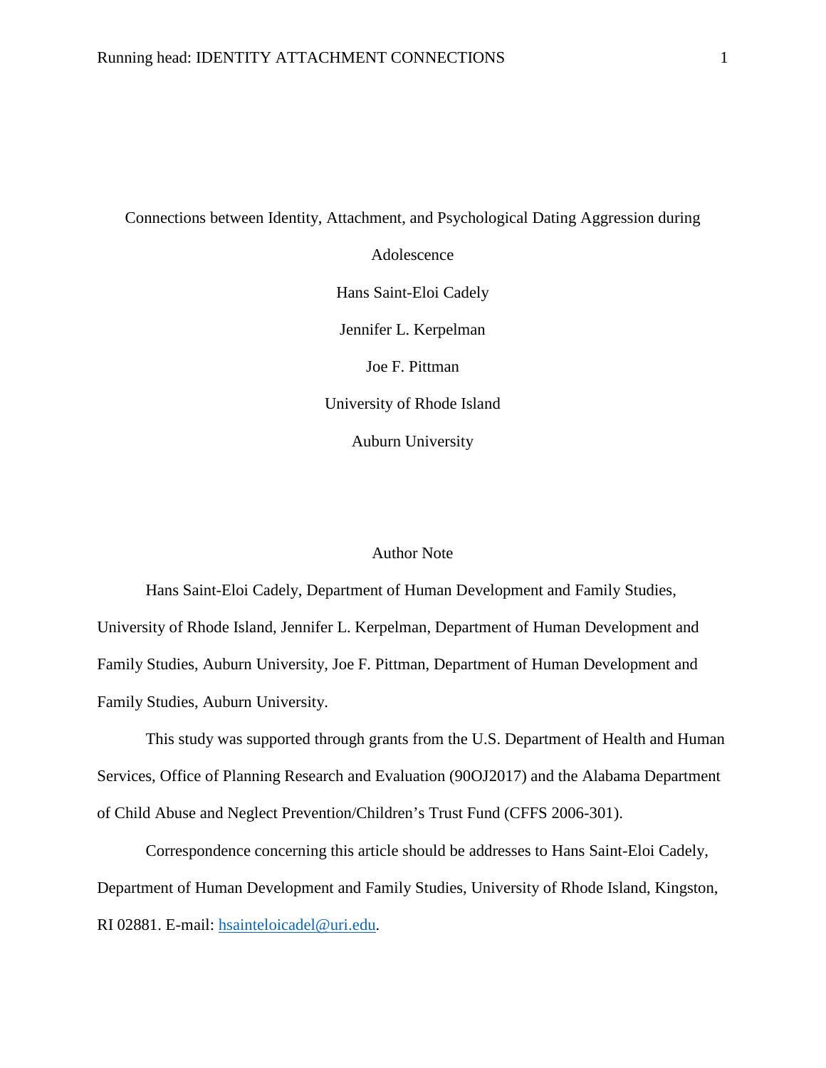# Connections between Identity, Attachment, and Psychological Dating Aggression during Adolescence

Hans Saint-Eloi Cadely

Jennifer L. Kerpelman

Joe F. Pittman

University of Rhode Island

Auburn University

## Author Note

Hans Saint-Eloi Cadely, Department of Human Development and Family Studies, University of Rhode Island, Jennifer L. Kerpelman, Department of Human Development and Family Studies, Auburn University, Joe F. Pittman, Department of Human Development and Family Studies, Auburn University.

This study was supported through grants from the U.S. Department of Health and Human Services, Office of Planning Research and Evaluation (90OJ2017) and the Alabama Department of Child Abuse and Neglect Prevention/Children's Trust Fund (CFFS 2006-301).

Correspondence concerning this article should be addresses to Hans Saint-Eloi Cadely, Department of Human Development and Family Studies, University of Rhode Island, Kingston, RI 02881. E-mail: hsainteloicadel@uri.edu.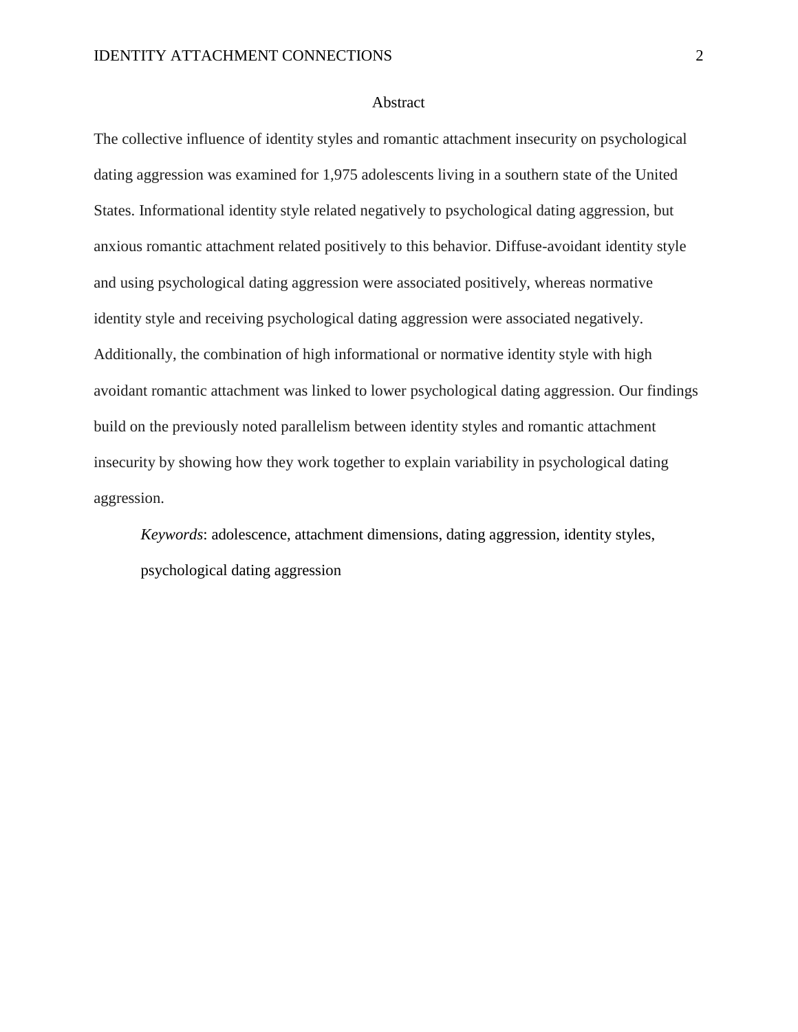# Abstract

The collective influence of identity styles and romantic attachment insecurity on psychological dating aggression was examined for 1,975 adolescents living in a southern state of the United States. Informational identity style related negatively to psychological dating aggression, but anxious romantic attachment related positively to this behavior. Diffuse-avoidant identity style and using psychological dating aggression were associated positively, whereas normative identity style and receiving psychological dating aggression were associated negatively. Additionally, the combination of high informational or normative identity style with high avoidant romantic attachment was linked to lower psychological dating aggression. Our findings build on the previously noted parallelism between identity styles and romantic attachment insecurity by showing how they work together to explain variability in psychological dating aggression.

*Keywords*: adolescence, attachment dimensions, dating aggression, identity styles, psychological dating aggression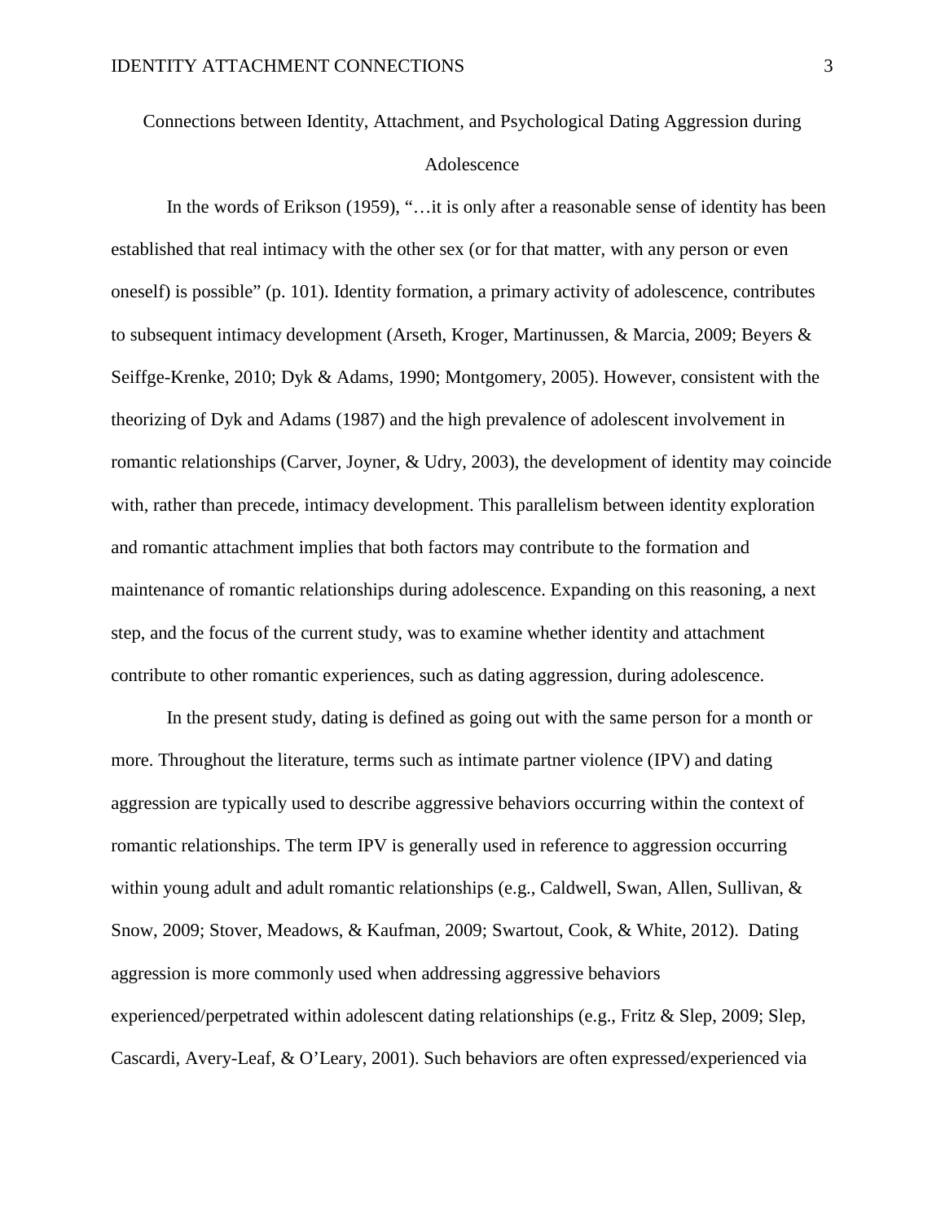# Connections between Identity, Attachment, and Psychological Dating Aggression during Adolescence

In the words of Erikson (1959), "…it is only after a reasonable sense of identity has been established that real intimacy with the other sex (or for that matter, with any person or even oneself) is possible" (p. 101). Identity formation, a primary activity of adolescence, contributes to subsequent intimacy development (Arseth, Kroger, Martinussen, & Marcia, 2009; Beyers & Seiffge-Krenke, 2010; Dyk & Adams, 1990; Montgomery, 2005). However, consistent with the theorizing of Dyk and Adams (1987) and the high prevalence of adolescent involvement in romantic relationships (Carver, Joyner, & Udry, 2003), the development of identity may coincide with, rather than precede, intimacy development. This parallelism between identity exploration and romantic attachment implies that both factors may contribute to the formation and maintenance of romantic relationships during adolescence. Expanding on this reasoning, a next step, and the focus of the current study, was to examine whether identity and attachment contribute to other romantic experiences, such as dating aggression, during adolescence.

In the present study, dating is defined as going out with the same person for a month or more. Throughout the literature, terms such as intimate partner violence (IPV) and dating aggression are typically used to describe aggressive behaviors occurring within the context of romantic relationships. The term IPV is generally used in reference to aggression occurring within young adult and adult romantic relationships (e.g., Caldwell, Swan, Allen, Sullivan, & Snow, 2009; Stover, Meadows, & Kaufman, 2009; Swartout, Cook, & White, 2012). Dating aggression is more commonly used when addressing aggressive behaviors experienced/perpetrated within adolescent dating relationships (e.g., Fritz & Slep, 2009; Slep, Cascardi, Avery-Leaf, & O'Leary, 2001). Such behaviors are often expressed/experienced via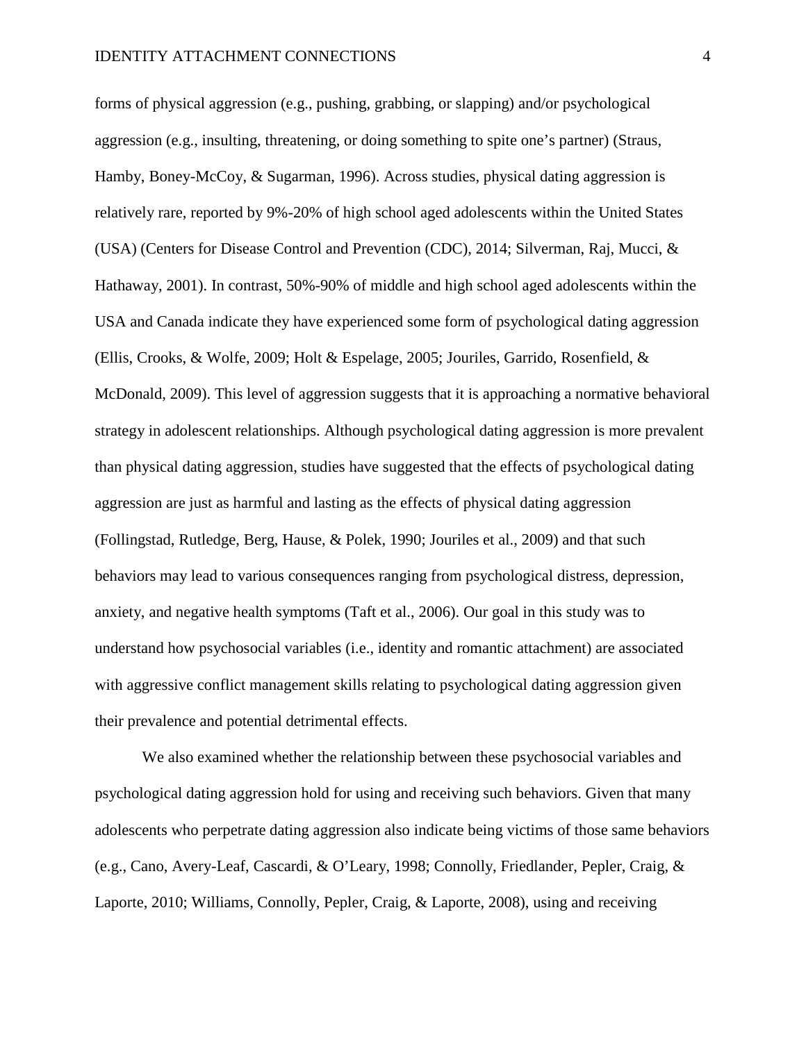forms of physical aggression (e.g., pushing, grabbing, or slapping) and/or psychological aggression (e.g., insulting, threatening, or doing something to spite one's partner) (Straus, Hamby, Boney-McCoy, & Sugarman, 1996). Across studies, physical dating aggression is relatively rare, reported by 9%-20% of high school aged adolescents within the United States (USA) (Centers for Disease Control and Prevention (CDC), 2014; Silverman, Raj, Mucci, & Hathaway, 2001). In contrast, 50%-90% of middle and high school aged adolescents within the USA and Canada indicate they have experienced some form of psychological dating aggression (Ellis, Crooks, & Wolfe, 2009; Holt & Espelage, 2005; Jouriles, Garrido, Rosenfield, & McDonald, 2009). This level of aggression suggests that it is approaching a normative behavioral strategy in adolescent relationships. Although psychological dating aggression is more prevalent than physical dating aggression, studies have suggested that the effects of psychological dating aggression are just as harmful and lasting as the effects of physical dating aggression (Follingstad, Rutledge, Berg, Hause, & Polek, 1990; Jouriles et al., 2009) and that such behaviors may lead to various consequences ranging from psychological distress, depression, anxiety, and negative health symptoms (Taft et al., 2006). Our goal in this study was to understand how psychosocial variables (i.e., identity and romantic attachment) are associated with aggressive conflict management skills relating to psychological dating aggression given their prevalence and potential detrimental effects.

We also examined whether the relationship between these psychosocial variables and psychological dating aggression hold for using and receiving such behaviors. Given that many adolescents who perpetrate dating aggression also indicate being victims of those same behaviors (e.g., Cano, Avery-Leaf, Cascardi, & O'Leary, 1998; Connolly, Friedlander, Pepler, Craig, & Laporte, 2010; Williams, Connolly, Pepler, Craig, & Laporte, 2008), using and receiving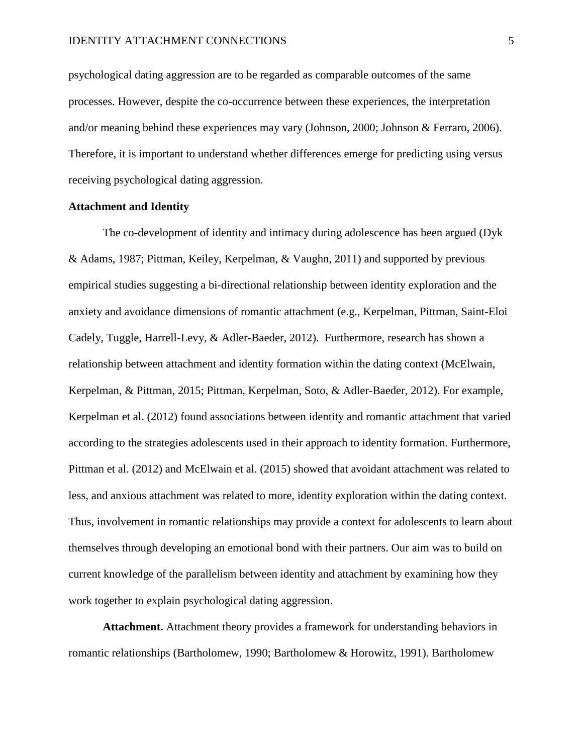psychological dating aggression are to be regarded as comparable outcomes of the same processes. However, despite the co-occurrence between these experiences, the interpretation and/or meaning behind these experiences may vary (Johnson, 2000; Johnson & Ferraro, 2006). Therefore, it is important to understand whether differences emerge for predicting using versus receiving psychological dating aggression.

## Attachment and Identity

The co-development of identity and intimacy during adolescence has been argued (Dyk & Adams, 1987; Pittman, Keiley, Kerpelman, & Vaughn, 2011) and supported by previous empirical studies suggesting a bi-directional relationship between identity exploration and the anxiety and avoidance dimensions of romantic attachment (e.g., Kerpelman, Pittman, Saint-Eloi Cadely, Tuggle, Harrell-Levy, & Adler-Baeder, 2012). Furthermore, research has shown a relationship between attachment and identity formation within the dating context (McElwain, Kerpelman, & Pittman, 2015; Pittman, Kerpelman, Soto, & Adler-Baeder, 2012). For example, Kerpelman et al. (2012) found associations between identity and romantic attachment that varied according to the strategies adolescents used in their approach to identity formation. Furthermore, Pittman et al. (2012) and McElwain et al. (2015) showed that avoidant attachment was related to less, and anxious attachment was related to more, identity exploration within the dating context. Thus, involvement in romantic relationships may provide a context for adolescents to learn about themselves through developing an emotional bond with their partners. Our aim was to build on current knowledge of the parallelism between identity and attachment by examining how they work together to explain psychological dating aggression.

**Attachment.** Attachment theory provides a framework for understanding behaviors in romantic relationships (Bartholomew, 1990; Bartholomew & Horowitz, 1991). Bartholomew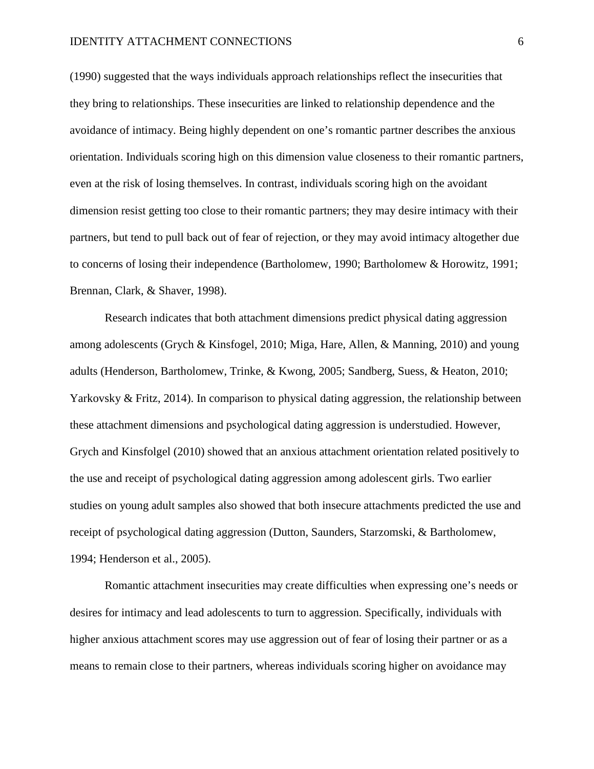(1990) suggested that the ways individuals approach relationships reflect the insecurities that they bring to relationships. These insecurities are linked to relationship dependence and the avoidance of intimacy. Being highly dependent on one's romantic partner describes the anxious orientation. Individuals scoring high on this dimension value closeness to their romantic partners, even at the risk of losing themselves. In contrast, individuals scoring high on the avoidant dimension resist getting too close to their romantic partners; they may desire intimacy with their partners, but tend to pull back out of fear of rejection, or they may avoid intimacy altogether due to concerns of losing their independence (Bartholomew, 1990; Bartholomew & Horowitz, 1991; Brennan, Clark, & Shaver, 1998).

Research indicates that both attachment dimensions predict physical dating aggression among adolescents (Grych & Kinsfogel, 2010; Miga, Hare, Allen, & Manning, 2010) and young adults (Henderson, Bartholomew, Trinke, & Kwong, 2005; Sandberg, Suess, & Heaton, 2010; Yarkovsky & Fritz, 2014). In comparison to physical dating aggression, the relationship between these attachment dimensions and psychological dating aggression is understudied. However, Grych and Kinsfolgel (2010) showed that an anxious attachment orientation related positively to the use and receipt of psychological dating aggression among adolescent girls. Two earlier studies on young adult samples also showed that both insecure attachments predicted the use and receipt of psychological dating aggression (Dutton, Saunders, Starzomski, & Bartholomew, 1994; Henderson et al., 2005).

Romantic attachment insecurities may create difficulties when expressing one's needs or desires for intimacy and lead adolescents to turn to aggression. Specifically, individuals with higher anxious attachment scores may use aggression out of fear of losing their partner or as a means to remain close to their partners, whereas individuals scoring higher on avoidance may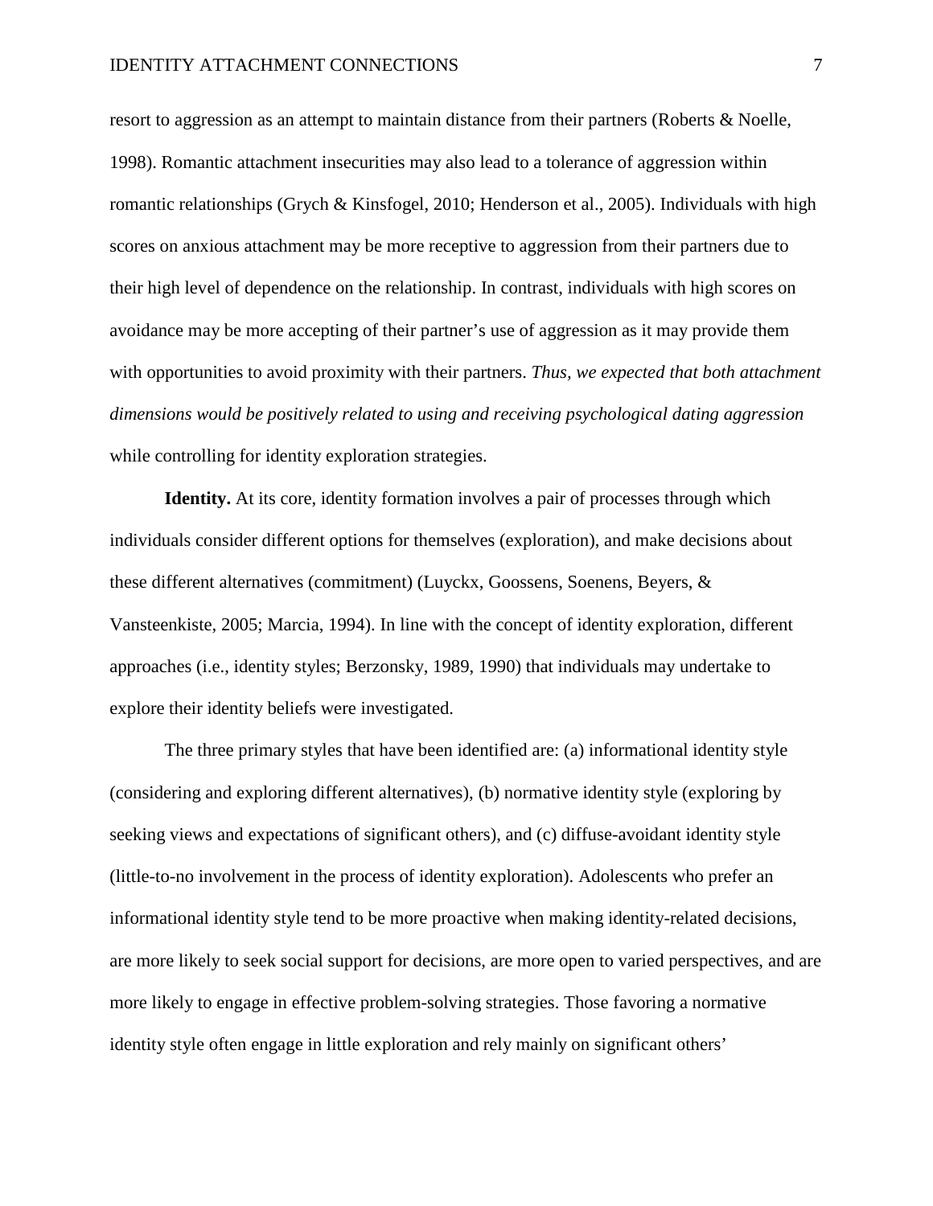resort to aggression as an attempt to maintain distance from their partners (Roberts & Noelle, 1998). Romantic attachment insecurities may also lead to a tolerance of aggression within romantic relationships (Grych & Kinsfogel, 2010; Henderson et al., 2005). Individuals with high scores on anxious attachment may be more receptive to aggression from their partners due to their high level of dependence on the relationship. In contrast, individuals with high scores on avoidance may be more accepting of their partner's use of aggression as it may provide them with opportunities to avoid proximity with their partners. *Thus, we expected that both attachment dimensions would be positively related to using and receiving psychological dating aggression* while controlling for identity exploration strategies.

**Identity.** At its core, identity formation involves a pair of processes through which individuals consider different options for themselves (exploration), and make decisions about these different alternatives (commitment) (Luyckx, Goossens, Soenens, Beyers, & Vansteenkiste, 2005; Marcia, 1994). In line with the concept of identity exploration, different approaches (i.e., identity styles; Berzonsky, 1989, 1990) that individuals may undertake to explore their identity beliefs were investigated.

The three primary styles that have been identified are: (a) informational identity style (considering and exploring different alternatives), (b) normative identity style (exploring by seeking views and expectations of significant others), and (c) diffuse-avoidant identity style (little-to-no involvement in the process of identity exploration). Adolescents who prefer an informational identity style tend to be more proactive when making identity-related decisions, are more likely to seek social support for decisions, are more open to varied perspectives, and are more likely to engage in effective problem-solving strategies. Those favoring a normative identity style often engage in little exploration and rely mainly on significant others'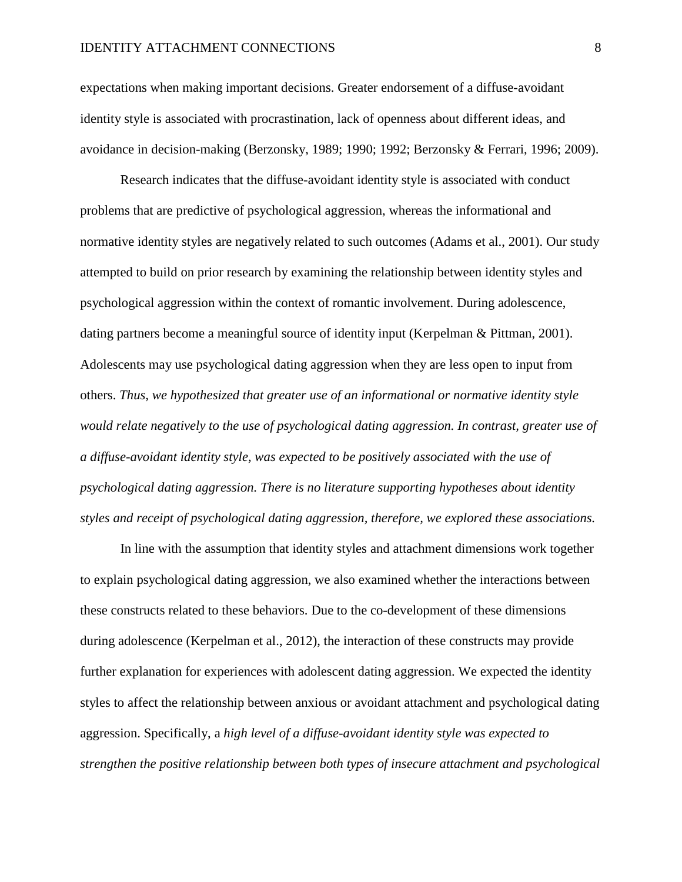expectations when making important decisions. Greater endorsement of a diffuse-avoidant identity style is associated with procrastination, lack of openness about different ideas, and avoidance in decision-making (Berzonsky, 1989; 1990; 1992; Berzonsky & Ferrari, 1996; 2009).

Research indicates that the diffuse-avoidant identity style is associated with conduct problems that are predictive of psychological aggression, whereas the informational and normative identity styles are negatively related to such outcomes (Adams et al., 2001). Our study attempted to build on prior research by examining the relationship between identity styles and psychological aggression within the context of romantic involvement. During adolescence, dating partners become a meaningful source of identity input (Kerpelman & Pittman, 2001). Adolescents may use psychological dating aggression when they are less open to input from others. *Thus, we hypothesized that greater use of an informational or normative identity style would relate negatively to the use of psychological dating aggression. In contrast, greater use of a diffuse-avoidant identity style, was expected to be positively associated with the use of psychological dating aggression. There is no literature supporting hypotheses about identity styles and receipt of psychological dating aggression, therefore, we explored these associations.*

In line with the assumption that identity styles and attachment dimensions work together to explain psychological dating aggression, we also examined whether the interactions between these constructs related to these behaviors. Due to the co-development of these dimensions during adolescence (Kerpelman et al., 2012), the interaction of these constructs may provide further explanation for experiences with adolescent dating aggression. We expected the identity styles to affect the relationship between anxious or avoidant attachment and psychological dating aggression. Specifically, a *high level of a diffuse-avoidant identity style was expected to strengthen the positive relationship between both types of insecure attachment and psychological*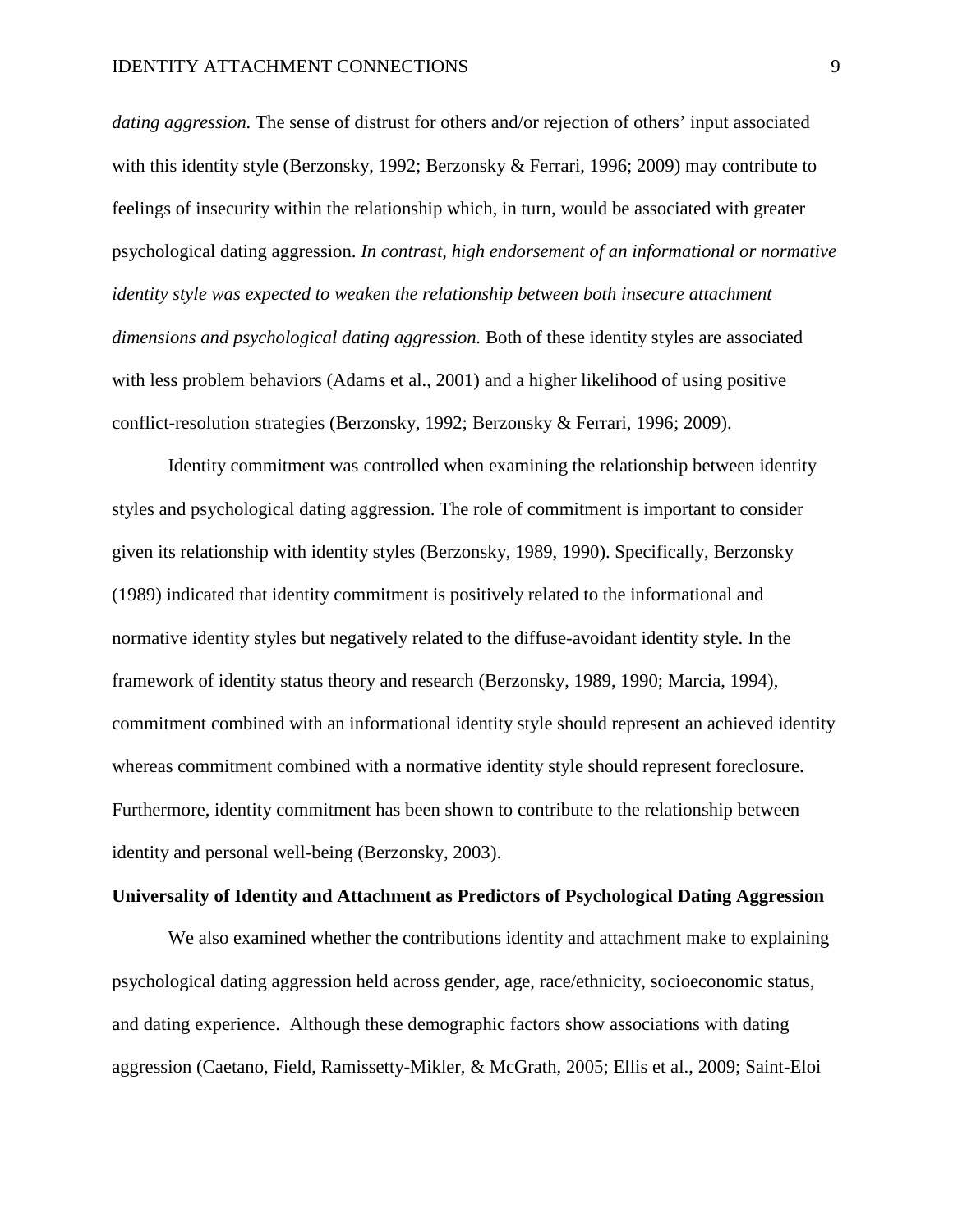*dating aggression.* The sense of distrust for others and/or rejection of others' input associated with this identity style (Berzonsky, 1992; Berzonsky & Ferrari, 1996; 2009) may contribute to feelings of insecurity within the relationship which, in turn, would be associated with greater psychological dating aggression. *In contrast, high endorsement of an informational or normative identity style was expected to weaken the relationship between both insecure attachment dimensions and psychological dating aggression.* Both of these identity styles are associated with less problem behaviors (Adams et al., 2001) and a higher likelihood of using positive conflict-resolution strategies (Berzonsky, 1992; Berzonsky & Ferrari, 1996; 2009).

Identity commitment was controlled when examining the relationship between identity styles and psychological dating aggression. The role of commitment is important to consider given its relationship with identity styles (Berzonsky, 1989, 1990). Specifically, Berzonsky (1989) indicated that identity commitment is positively related to the informational and normative identity styles but negatively related to the diffuse-avoidant identity style. In the framework of identity status theory and research (Berzonsky, 1989, 1990; Marcia, 1994), commitment combined with an informational identity style should represent an achieved identity whereas commitment combined with a normative identity style should represent foreclosure. Furthermore, identity commitment has been shown to contribute to the relationship between identity and personal well-being (Berzonsky, 2003).

**Universality of Identity and Attachment as Predictors of Psychological Dating Aggression**

We also examined whether the contributions identity and attachment make to explaining psychological dating aggression held across gender, age, race/ethnicity, socioeconomic status, and dating experience. Although these demographic factors show associations with dating aggression (Caetano, Field, Ramissetty-Mikler, & McGrath, 2005; Ellis et al., 2009; Saint-Eloi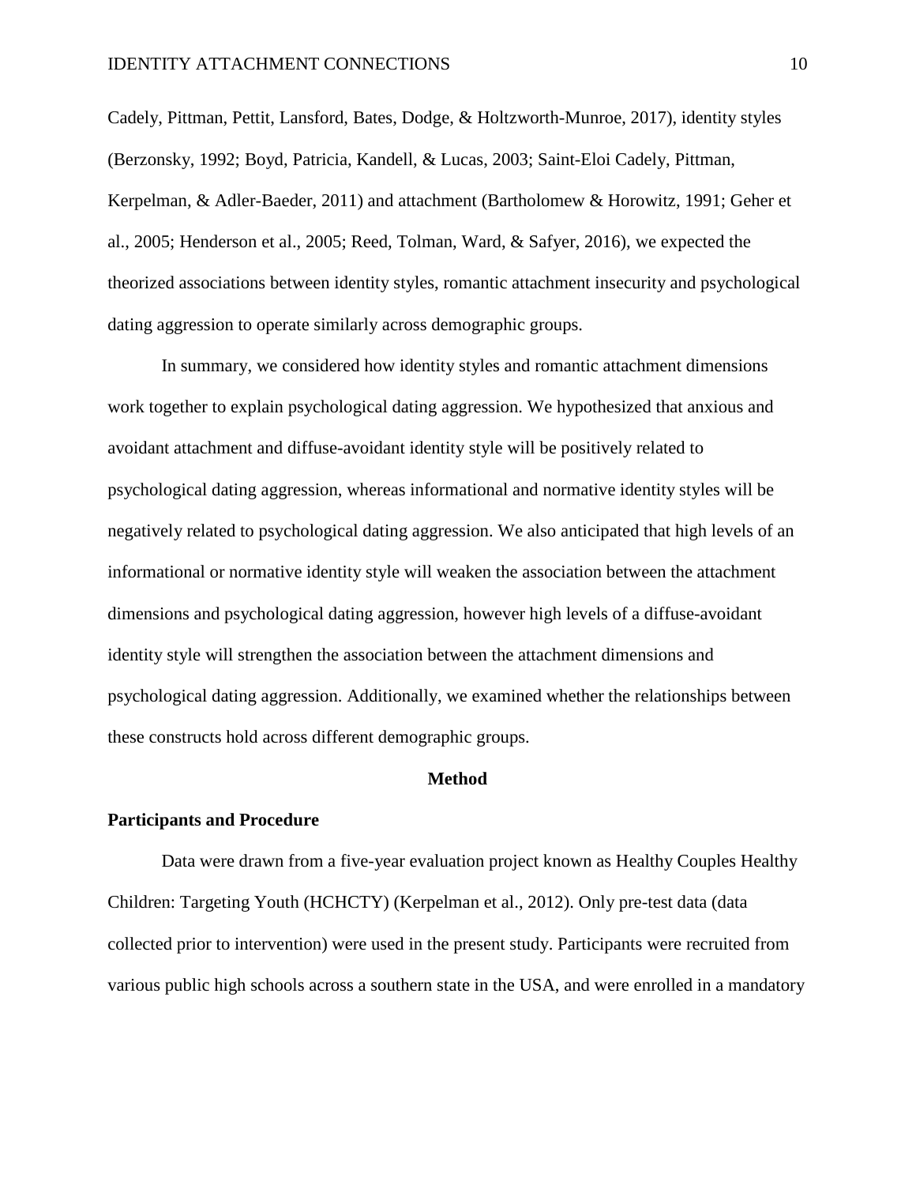Cadely, Pittman, Pettit, Lansford, Bates, Dodge, & Holtzworth-Munroe, 2017), identity styles (Berzonsky, 1992; Boyd, Patricia, Kandell, & Lucas, 2003; Saint-Eloi Cadely, Pittman, Kerpelman, & Adler-Baeder, 2011) and attachment (Bartholomew & Horowitz, 1991; Geher et al., 2005; Henderson et al., 2005; Reed, Tolman, Ward, & Safyer, 2016), we expected the theorized associations between identity styles, romantic attachment insecurity and psychological dating aggression to operate similarly across demographic groups.

In summary, we considered how identity styles and romantic attachment dimensions work together to explain psychological dating aggression. We hypothesized that anxious and avoidant attachment and diffuse-avoidant identity style will be positively related to psychological dating aggression, whereas informational and normative identity styles will be negatively related to psychological dating aggression. We also anticipated that high levels of an informational or normative identity style will weaken the association between the attachment dimensions and psychological dating aggression, however high levels of a diffuse-avoidant identity style will strengthen the association between the attachment dimensions and psychological dating aggression. Additionally, we examined whether the relationships between these constructs hold across different demographic groups.

# Method

## Participants and Procedure

Data were drawn from a five-year evaluation project known as Healthy Couples Healthy Children: Targeting Youth (HCHCTY) (Kerpelman et al., 2012). Only pre-test data (data collected prior to intervention) were used in the present study. Participants were recruited from various public high schools across a southern state in the USA, and were enrolled in a mandatory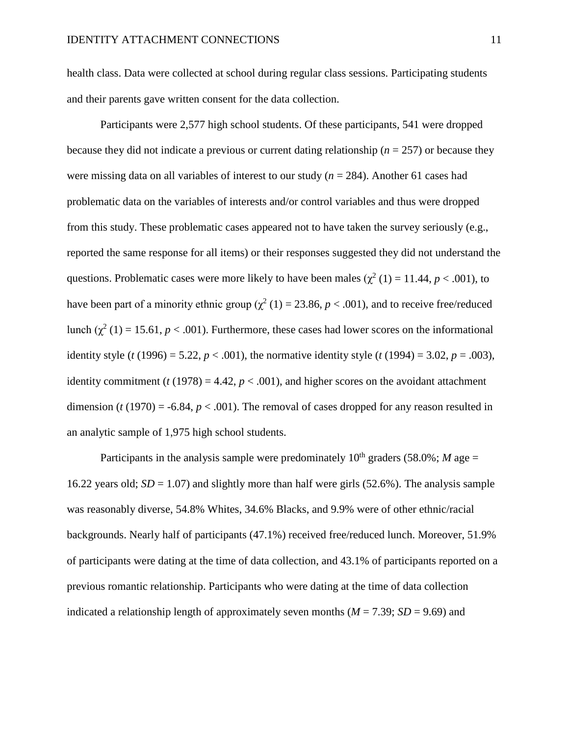health class. Data were collected at school during regular class sessions. Participating students and their parents gave written consent for the data collection.

Participants were 2,577 high school students. Of these participants, 541 were dropped because they did not indicate a previous or current dating relationship ($n$ = 257) or because they were missing data on all variables of interest to our study ($n$ = 284). Another 61 cases had problematic data on the variables of interests and/or control variables and thus were dropped from this study. These problematic cases appeared not to have taken the survey seriously (e.g., reported the same response for all items) or their responses suggested they did not understand the questions. Problematic cases were more likely to have been males ($\chi^2$ (1) = 11.44, $p$ < .001), to have been part of a minority ethnic group ($\chi^2$ (1) = 23.86, $p$ < .001), and to receive free/reduced lunch ($\chi^2$ (1) = 15.61, $p$ < .001). Furthermore, these cases had lower scores on the informational identity style ($t$ (1996) = 5.22, $p$ < .001), the normative identity style ($t$ (1994) = 3.02, $p$ = .003), identity commitment ($t$ (1978) = 4.42, $p$ < .001), and higher scores on the avoidant attachment dimension ($t$ (1970) = -6.84, $p$ < .001). The removal of cases dropped for any reason resulted in an analytic sample of 1,975 high school students.

Participants in the analysis sample were predominately 10$^{th}$ graders (58.0%; $M$ age = 16.22 years old; $SD$ = 1.07) and slightly more than half were girls (52.6%). The analysis sample was reasonably diverse, 54.8% Whites, 34.6% Blacks, and 9.9% were of other ethnic/racial backgrounds. Nearly half of participants (47.1%) received free/reduced lunch. Moreover, 51.9% of participants were dating at the time of data collection, and 43.1% of participants reported on a previous romantic relationship. Participants who were dating at the time of data collection indicated a relationship length of approximately seven months ($M$ = 7.39; $SD$ = 9.69) and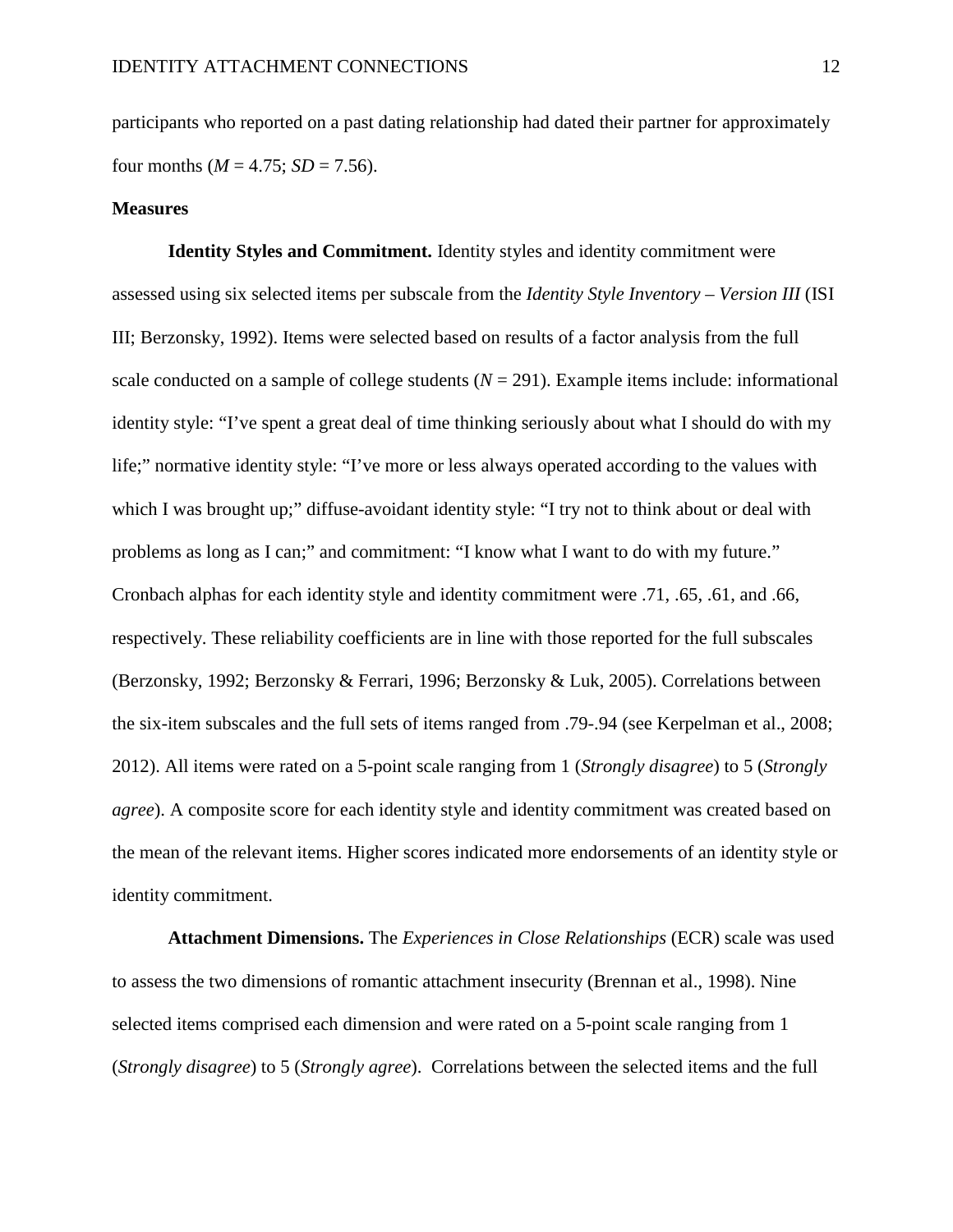participants who reported on a past dating relationship had dated their partner for approximately four months (*M* = 4.75; *SD* = 7.56).

## Measures

**Identity Styles and Commitment.** Identity styles and identity commitment were assessed using six selected items per subscale from the *Identity Style Inventory – Version III* (ISI III; Berzonsky, 1992). Items were selected based on results of a factor analysis from the full scale conducted on a sample of college students (*N* = 291). Example items include: informational identity style: "I've spent a great deal of time thinking seriously about what I should do with my life;" normative identity style: "I've more or less always operated according to the values with which I was brought up;" diffuse-avoidant identity style: "I try not to think about or deal with problems as long as I can;" and commitment: "I know what I want to do with my future." Cronbach alphas for each identity style and identity commitment were .71, .65, .61, and .66, respectively. These reliability coefficients are in line with those reported for the full subscales (Berzonsky, 1992; Berzonsky & Ferrari, 1996; Berzonsky & Luk, 2005). Correlations between the six-item subscales and the full sets of items ranged from .79-.94 (see Kerpelman et al., 2008; 2012). All items were rated on a 5-point scale ranging from 1 (*Strongly disagree*) to 5 (*Strongly agree*). A composite score for each identity style and identity commitment was created based on the mean of the relevant items. Higher scores indicated more endorsements of an identity style or identity commitment.

**Attachment Dimensions.** The *Experiences in Close Relationships* (ECR) scale was used to assess the two dimensions of romantic attachment insecurity (Brennan et al., 1998). Nine selected items comprised each dimension and were rated on a 5-point scale ranging from 1 (*Strongly disagree*) to 5 (*Strongly agree*). Correlations between the selected items and the full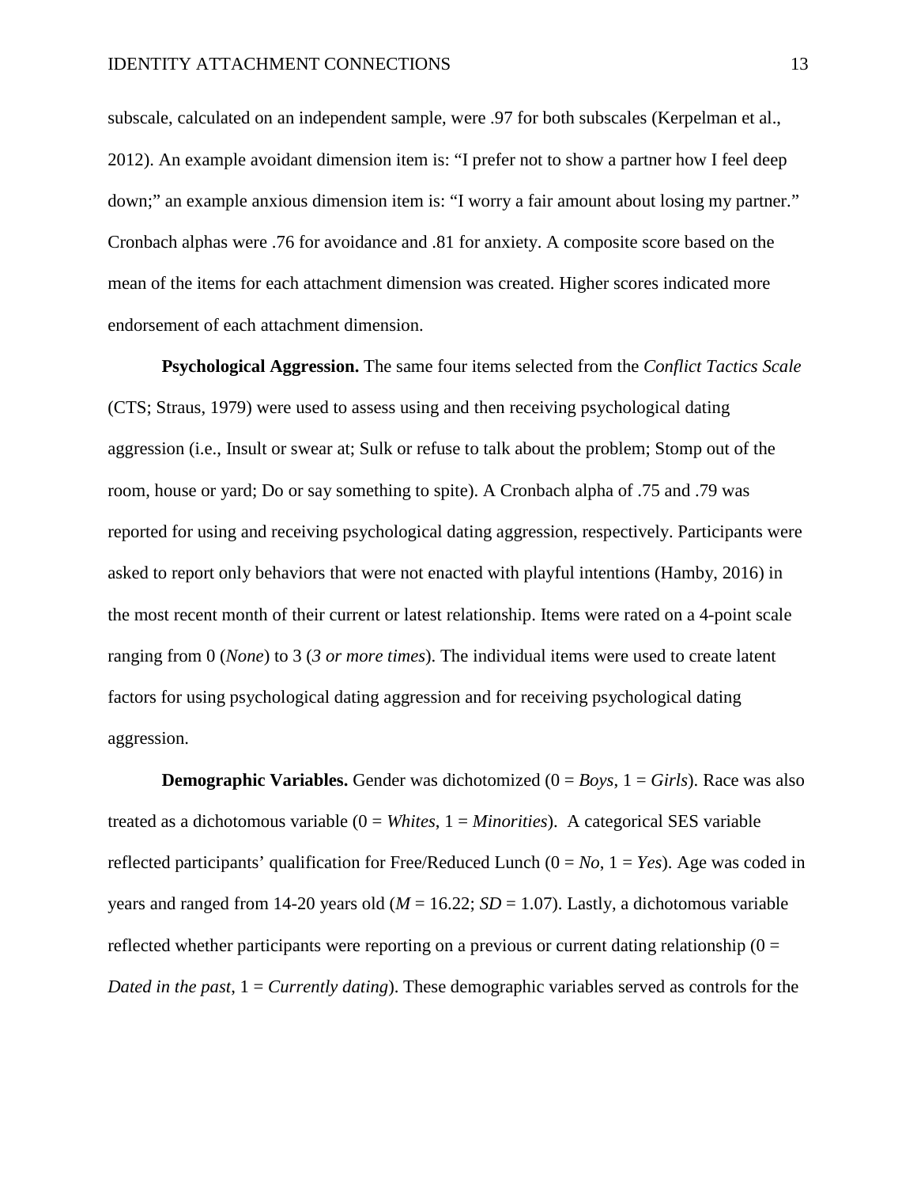subscale, calculated on an independent sample, were .97 for both subscales (Kerpelman et al., 2012). An example avoidant dimension item is: "I prefer not to show a partner how I feel deep down;" an example anxious dimension item is: "I worry a fair amount about losing my partner." Cronbach alphas were .76 for avoidance and .81 for anxiety. A composite score based on the mean of the items for each attachment dimension was created. Higher scores indicated more endorsement of each attachment dimension.

**Psychological Aggression.** The same four items selected from the *Conflict Tactics Scale* (CTS; Straus, 1979) were used to assess using and then receiving psychological dating aggression (i.e., Insult or swear at; Sulk or refuse to talk about the problem; Stomp out of the room, house or yard; Do or say something to spite). A Cronbach alpha of .75 and .79 was reported for using and receiving psychological dating aggression, respectively. Participants were asked to report only behaviors that were not enacted with playful intentions (Hamby, 2016) in the most recent month of their current or latest relationship. Items were rated on a 4-point scale ranging from 0 (*None*) to 3 (*3 or more times*). The individual items were used to create latent factors for using psychological dating aggression and for receiving psychological dating aggression.

**Demographic Variables.** Gender was dichotomized (0 = *Boys*, 1 = *Girls*). Race was also treated as a dichotomous variable (0 = *Whites*, 1 = *Minorities*). A categorical SES variable reflected participants' qualification for Free/Reduced Lunch (0 = *No*, 1 = *Yes*). Age was coded in years and ranged from 14-20 years old (*M* = 16.22; *SD* = 1.07). Lastly, a dichotomous variable reflected whether participants were reporting on a previous or current dating relationship (0 = *Dated in the past*, 1 = *Currently dating*). These demographic variables served as controls for the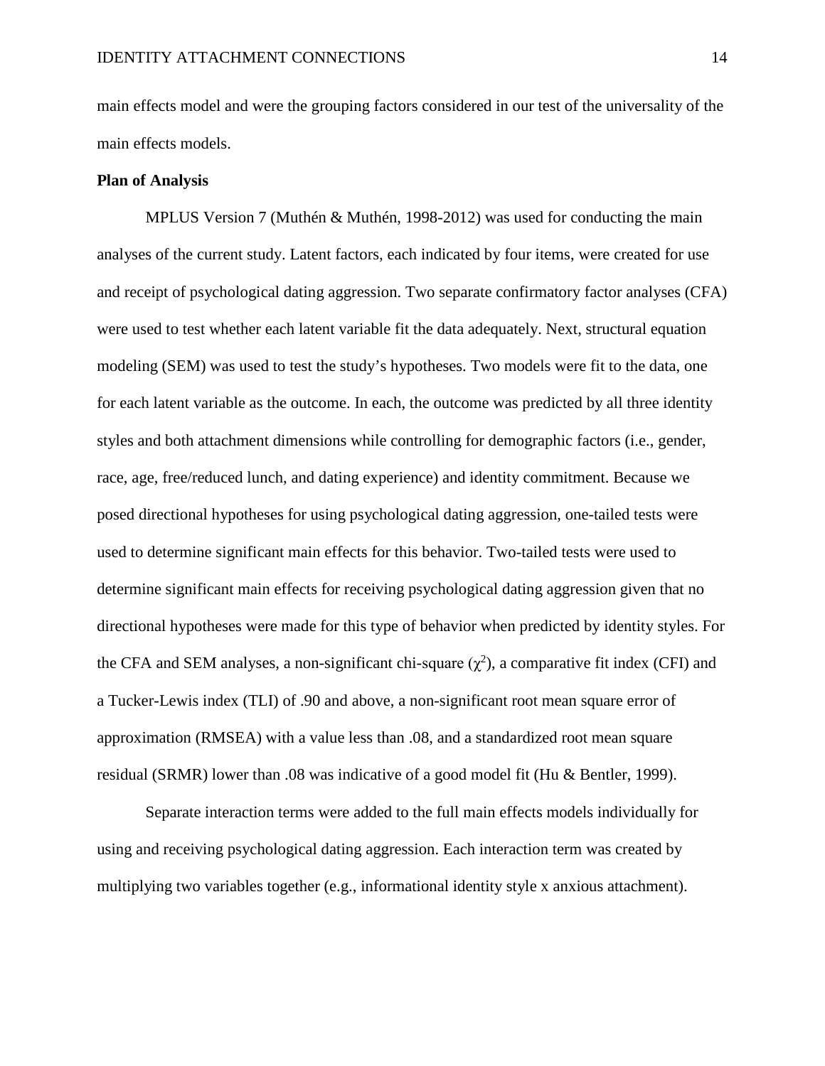main effects model and were the grouping factors considered in our test of the universality of the main effects models.

**Plan of Analysis**

MPLUS Version 7 (Muthén & Muthén, 1998-2012) was used for conducting the main analyses of the current study. Latent factors, each indicated by four items, were created for use and receipt of psychological dating aggression. Two separate confirmatory factor analyses (CFA) were used to test whether each latent variable fit the data adequately. Next, structural equation modeling (SEM) was used to test the study's hypotheses. Two models were fit to the data, one for each latent variable as the outcome. In each, the outcome was predicted by all three identity styles and both attachment dimensions while controlling for demographic factors (i.e., gender, race, age, free/reduced lunch, and dating experience) and identity commitment. Because we posed directional hypotheses for using psychological dating aggression, one-tailed tests were used to determine significant main effects for this behavior. Two-tailed tests were used to determine significant main effects for receiving psychological dating aggression given that no directional hypotheses were made for this type of behavior when predicted by identity styles. For the CFA and SEM analyses, a non-significant chi-square ($\chi^2$), a comparative fit index (CFI) and a Tucker-Lewis index (TLI) of .90 and above, a non-significant root mean square error of approximation (RMSEA) with a value less than .08, and a standardized root mean square residual (SRMR) lower than .08 was indicative of a good model fit (Hu & Bentler, 1999).

Separate interaction terms were added to the full main effects models individually for using and receiving psychological dating aggression. Each interaction term was created by multiplying two variables together (e.g., informational identity style x anxious attachment).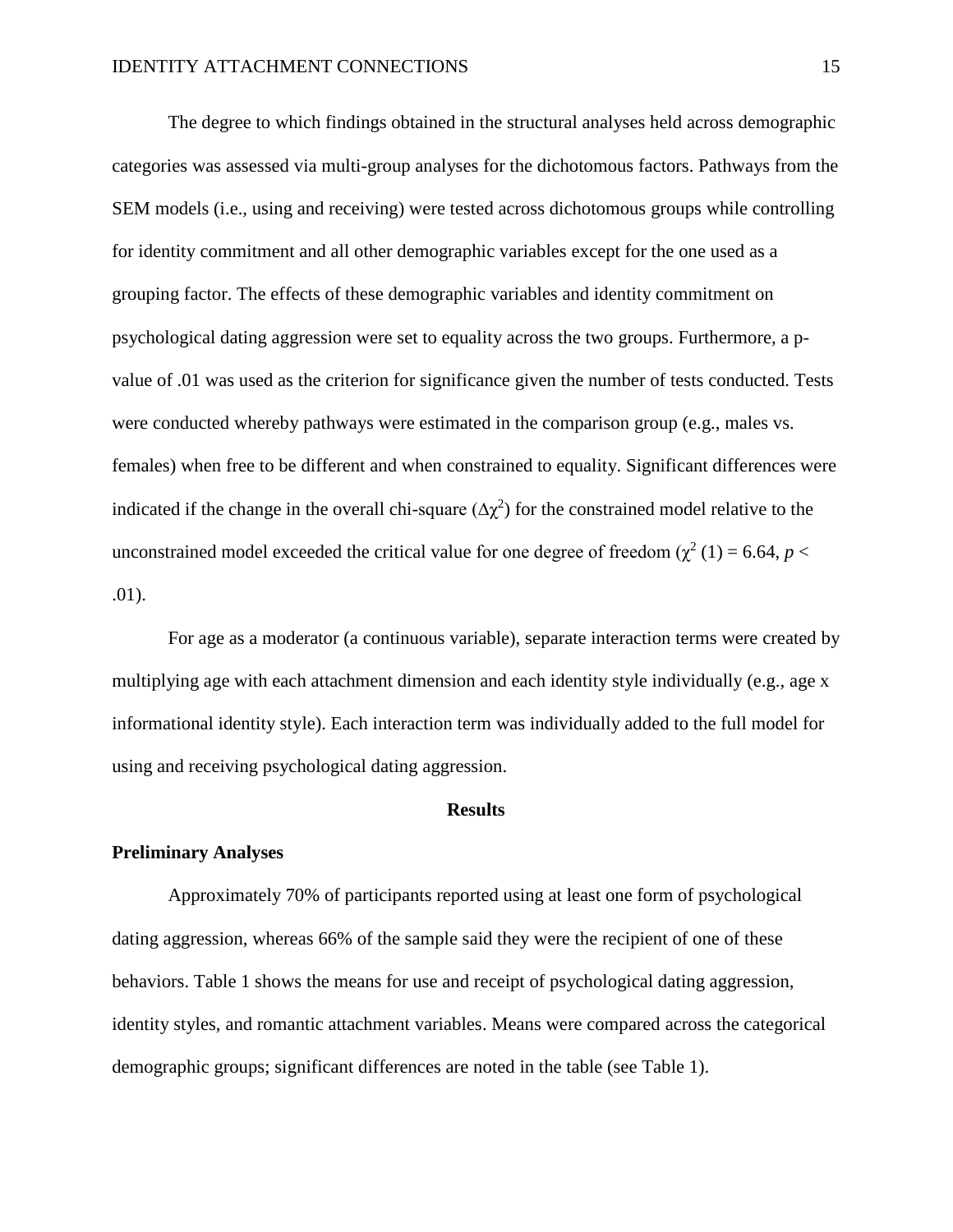The degree to which findings obtained in the structural analyses held across demographic categories was assessed via multi-group analyses for the dichotomous factors. Pathways from the SEM models (i.e., using and receiving) were tested across dichotomous groups while controlling for identity commitment and all other demographic variables except for the one used as a grouping factor. The effects of these demographic variables and identity commitment on psychological dating aggression were set to equality across the two groups. Furthermore, a p-value of .01 was used as the criterion for significance given the number of tests conducted. Tests were conducted whereby pathways were estimated in the comparison group (e.g., males vs. females) when free to be different and when constrained to equality. Significant differences were indicated if the change in the overall chi-square ($\Delta\chi^2$) for the constrained model relative to the unconstrained model exceeded the critical value for one degree of freedom ($\chi^2$ (1) = 6.64, $p <$ .01).

For age as a moderator (a continuous variable), separate interaction terms were created by multiplying age with each attachment dimension and each identity style individually (e.g., age x informational identity style). Each interaction term was individually added to the full model for using and receiving psychological dating aggression.

## Results

### Preliminary Analyses

Approximately 70% of participants reported using at least one form of psychological dating aggression, whereas 66% of the sample said they were the recipient of one of these behaviors. Table 1 shows the means for use and receipt of psychological dating aggression, identity styles, and romantic attachment variables. Means were compared across the categorical demographic groups; significant differences are noted in the table (see Table 1).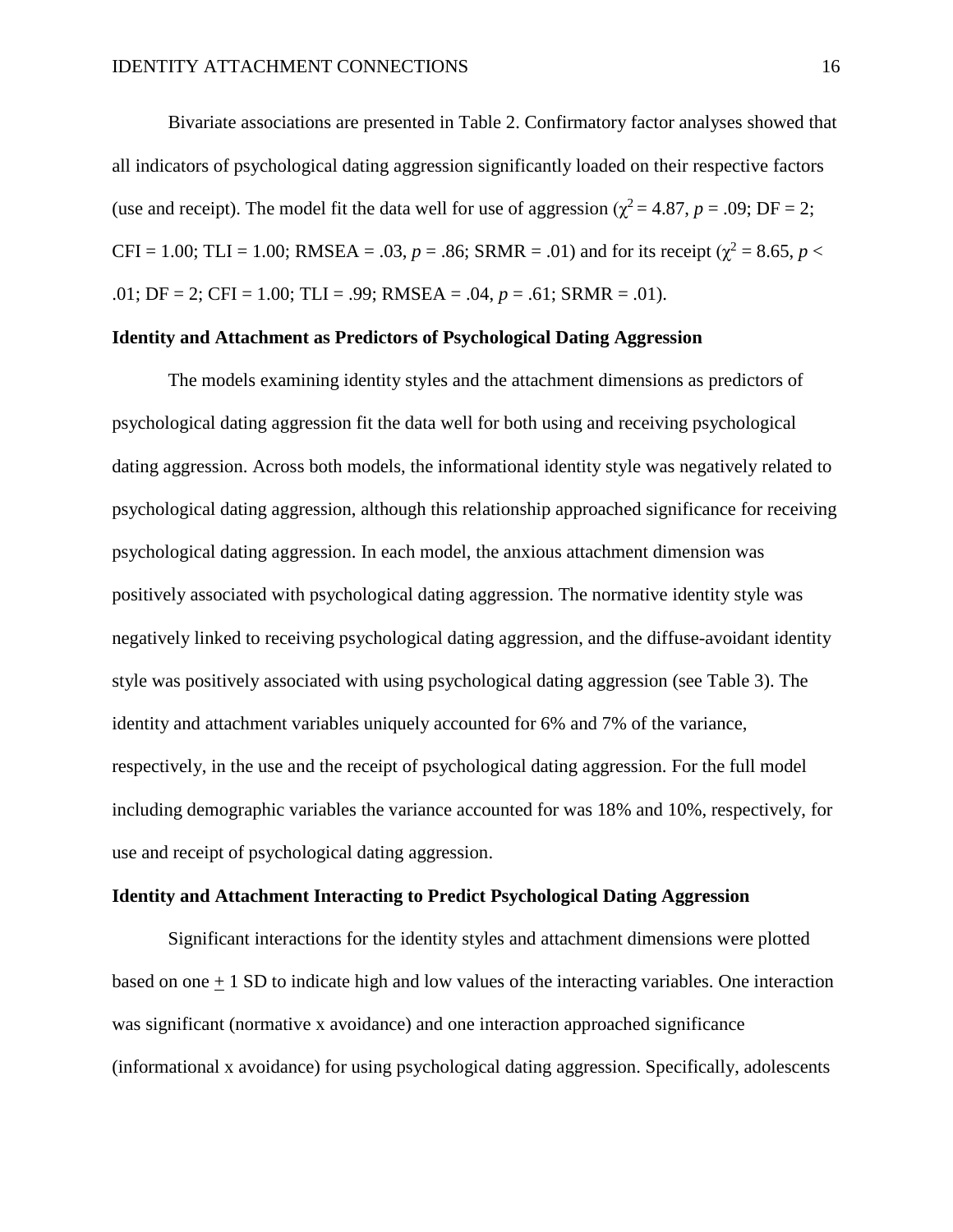Bivariate associations are presented in Table 2. Confirmatory factor analyses showed that all indicators of psychological dating aggression significantly loaded on their respective factors (use and receipt). The model fit the data well for use of aggression ($\chi^2 = 4.87$, $p = .09$; DF = 2; CFI = 1.00; TLI = 1.00; RMSEA = .03, $p = .86$; SRMR = .01) and for its receipt ($\chi^2 = 8.65$, $p < .01$; DF = 2; CFI = 1.00; TLI = .99; RMSEA = .04, $p = .61$; SRMR = .01).

**Identity and Attachment as Predictors of Psychological Dating Aggression**

The models examining identity styles and the attachment dimensions as predictors of psychological dating aggression fit the data well for both using and receiving psychological dating aggression. Across both models, the informational identity style was negatively related to psychological dating aggression, although this relationship approached significance for receiving psychological dating aggression. In each model, the anxious attachment dimension was positively associated with psychological dating aggression. The normative identity style was negatively linked to receiving psychological dating aggression, and the diffuse-avoidant identity style was positively associated with using psychological dating aggression (see Table 3). The identity and attachment variables uniquely accounted for 6% and 7% of the variance, respectively, in the use and the receipt of psychological dating aggression. For the full model including demographic variables the variance accounted for was 18% and 10%, respectively, for use and receipt of psychological dating aggression.

**Identity and Attachment Interacting to Predict Psychological Dating Aggression**

Significant interactions for the identity styles and attachment dimensions were plotted based on one $\pm$ 1 SD to indicate high and low values of the interacting variables. One interaction was significant (normative x avoidance) and one interaction approached significance (informational x avoidance) for using psychological dating aggression. Specifically, adolescents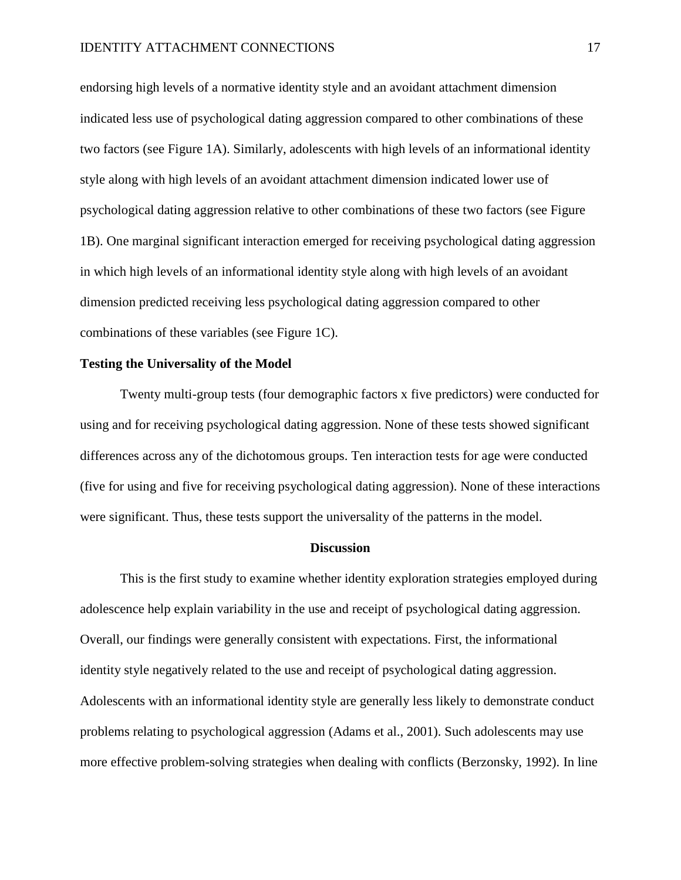endorsing high levels of a normative identity style and an avoidant attachment dimension indicated less use of psychological dating aggression compared to other combinations of these two factors (see Figure 1A). Similarly, adolescents with high levels of an informational identity style along with high levels of an avoidant attachment dimension indicated lower use of psychological dating aggression relative to other combinations of these two factors (see Figure 1B). One marginal significant interaction emerged for receiving psychological dating aggression in which high levels of an informational identity style along with high levels of an avoidant dimension predicted receiving less psychological dating aggression compared to other combinations of these variables (see Figure 1C).

### Testing the Universality of the Model

Twenty multi-group tests (four demographic factors x five predictors) were conducted for using and for receiving psychological dating aggression. None of these tests showed significant differences across any of the dichotomous groups. Ten interaction tests for age were conducted (five for using and five for receiving psychological dating aggression). None of these interactions were significant. Thus, these tests support the universality of the patterns in the model.

## Discussion

This is the first study to examine whether identity exploration strategies employed during adolescence help explain variability in the use and receipt of psychological dating aggression. Overall, our findings were generally consistent with expectations. First, the informational identity style negatively related to the use and receipt of psychological dating aggression. Adolescents with an informational identity style are generally less likely to demonstrate conduct problems relating to psychological aggression (Adams et al., 2001). Such adolescents may use more effective problem-solving strategies when dealing with conflicts (Berzonsky, 1992). In line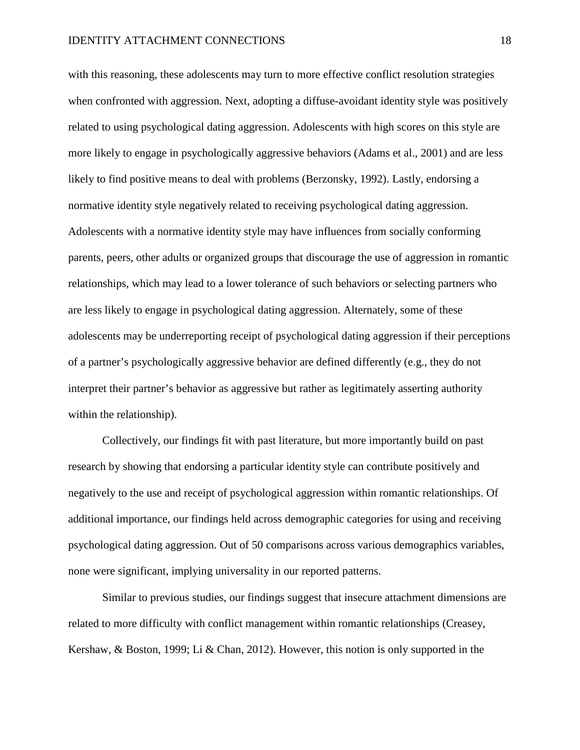with this reasoning, these adolescents may turn to more effective conflict resolution strategies when confronted with aggression. Next, adopting a diffuse-avoidant identity style was positively related to using psychological dating aggression. Adolescents with high scores on this style are more likely to engage in psychologically aggressive behaviors (Adams et al., 2001) and are less likely to find positive means to deal with problems (Berzonsky, 1992). Lastly, endorsing a normative identity style negatively related to receiving psychological dating aggression. Adolescents with a normative identity style may have influences from socially conforming parents, peers, other adults or organized groups that discourage the use of aggression in romantic relationships, which may lead to a lower tolerance of such behaviors or selecting partners who are less likely to engage in psychological dating aggression. Alternately, some of these adolescents may be underreporting receipt of psychological dating aggression if their perceptions of a partner's psychologically aggressive behavior are defined differently (e.g., they do not interpret their partner's behavior as aggressive but rather as legitimately asserting authority within the relationship).

Collectively, our findings fit with past literature, but more importantly build on past research by showing that endorsing a particular identity style can contribute positively and negatively to the use and receipt of psychological aggression within romantic relationships. Of additional importance, our findings held across demographic categories for using and receiving psychological dating aggression. Out of 50 comparisons across various demographics variables, none were significant, implying universality in our reported patterns.

Similar to previous studies, our findings suggest that insecure attachment dimensions are related to more difficulty with conflict management within romantic relationships (Creasey, Kershaw, & Boston, 1999; Li & Chan, 2012). However, this notion is only supported in the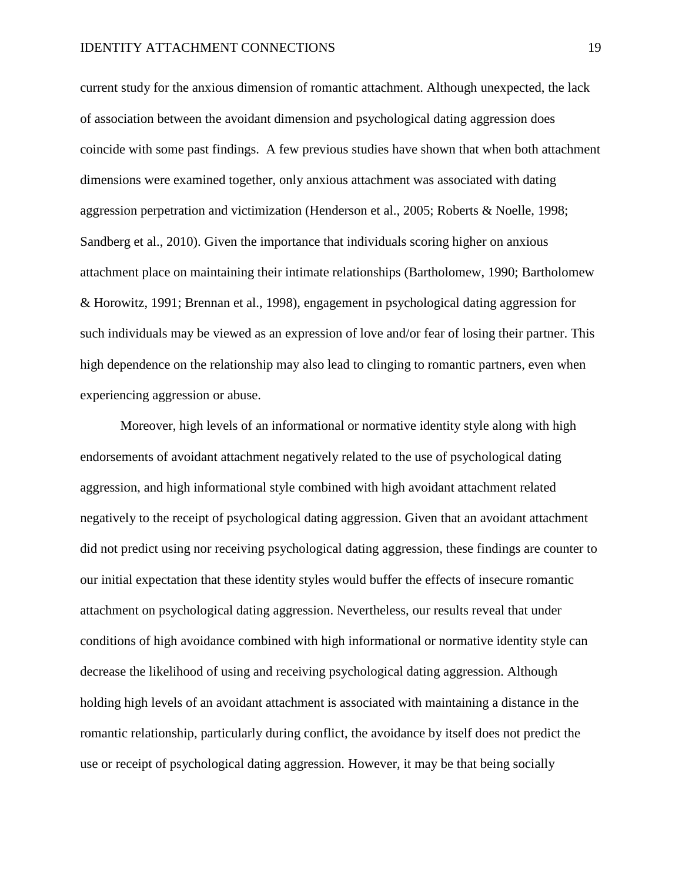current study for the anxious dimension of romantic attachment. Although unexpected, the lack of association between the avoidant dimension and psychological dating aggression does coincide with some past findings. A few previous studies have shown that when both attachment dimensions were examined together, only anxious attachment was associated with dating aggression perpetration and victimization (Henderson et al., 2005; Roberts & Noelle, 1998; Sandberg et al., 2010). Given the importance that individuals scoring higher on anxious attachment place on maintaining their intimate relationships (Bartholomew, 1990; Bartholomew & Horowitz, 1991; Brennan et al., 1998), engagement in psychological dating aggression for such individuals may be viewed as an expression of love and/or fear of losing their partner. This high dependence on the relationship may also lead to clinging to romantic partners, even when experiencing aggression or abuse.

Moreover, high levels of an informational or normative identity style along with high endorsements of avoidant attachment negatively related to the use of psychological dating aggression, and high informational style combined with high avoidant attachment related negatively to the receipt of psychological dating aggression. Given that an avoidant attachment did not predict using nor receiving psychological dating aggression, these findings are counter to our initial expectation that these identity styles would buffer the effects of insecure romantic attachment on psychological dating aggression. Nevertheless, our results reveal that under conditions of high avoidance combined with high informational or normative identity style can decrease the likelihood of using and receiving psychological dating aggression. Although holding high levels of an avoidant attachment is associated with maintaining a distance in the romantic relationship, particularly during conflict, the avoidance by itself does not predict the use or receipt of psychological dating aggression. However, it may be that being socially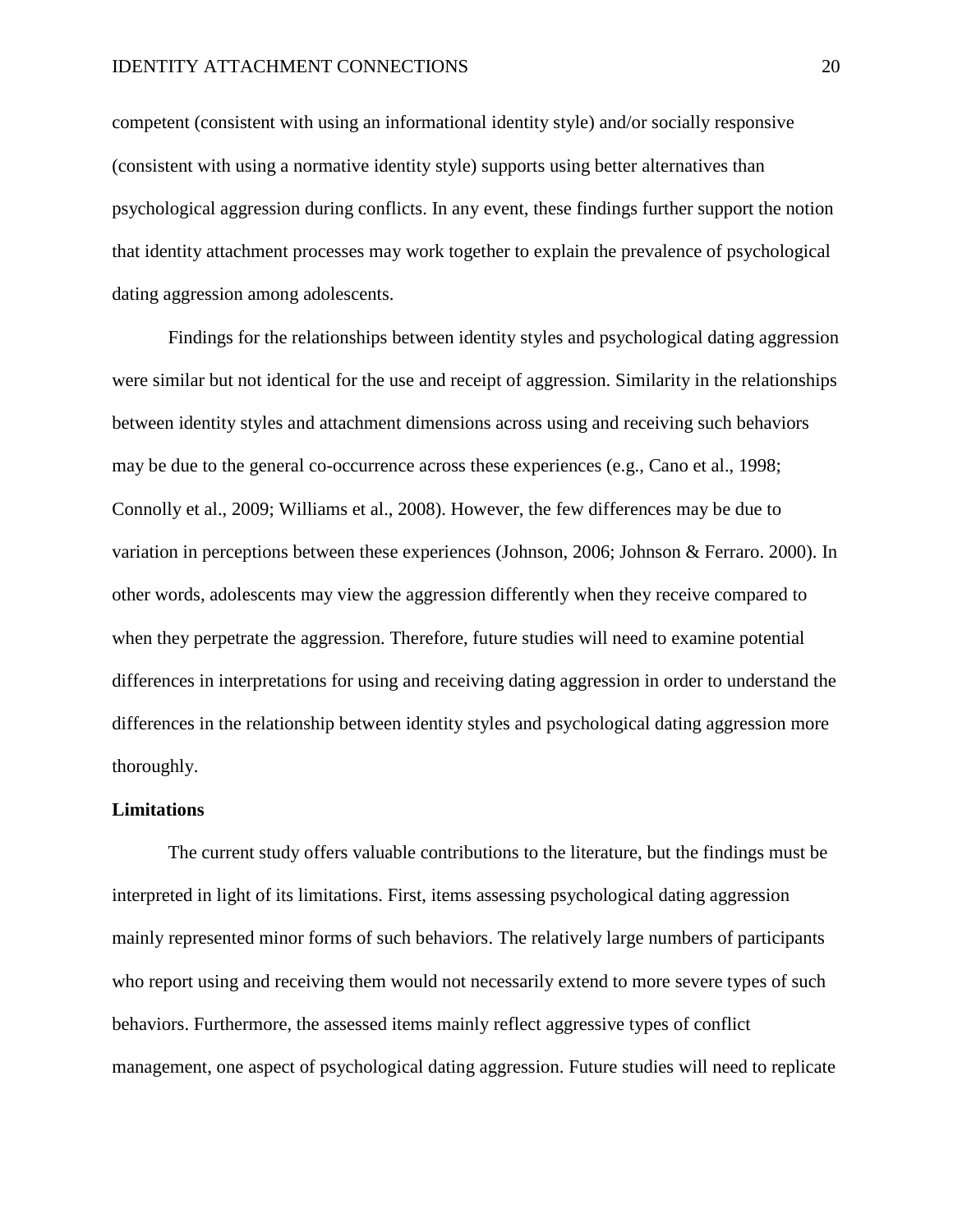competent (consistent with using an informational identity style) and/or socially responsive (consistent with using a normative identity style) supports using better alternatives than psychological aggression during conflicts. In any event, these findings further support the notion that identity attachment processes may work together to explain the prevalence of psychological dating aggression among adolescents.

Findings for the relationships between identity styles and psychological dating aggression were similar but not identical for the use and receipt of aggression. Similarity in the relationships between identity styles and attachment dimensions across using and receiving such behaviors may be due to the general co-occurrence across these experiences (e.g., Cano et al., 1998; Connolly et al., 2009; Williams et al., 2008). However, the few differences may be due to variation in perceptions between these experiences (Johnson, 2006; Johnson & Ferraro. 2000). In other words, adolescents may view the aggression differently when they receive compared to when they perpetrate the aggression. Therefore, future studies will need to examine potential differences in interpretations for using and receiving dating aggression in order to understand the differences in the relationship between identity styles and psychological dating aggression more thoroughly.

## Limitations

The current study offers valuable contributions to the literature, but the findings must be interpreted in light of its limitations. First, items assessing psychological dating aggression mainly represented minor forms of such behaviors. The relatively large numbers of participants who report using and receiving them would not necessarily extend to more severe types of such behaviors. Furthermore, the assessed items mainly reflect aggressive types of conflict management, one aspect of psychological dating aggression. Future studies will need to replicate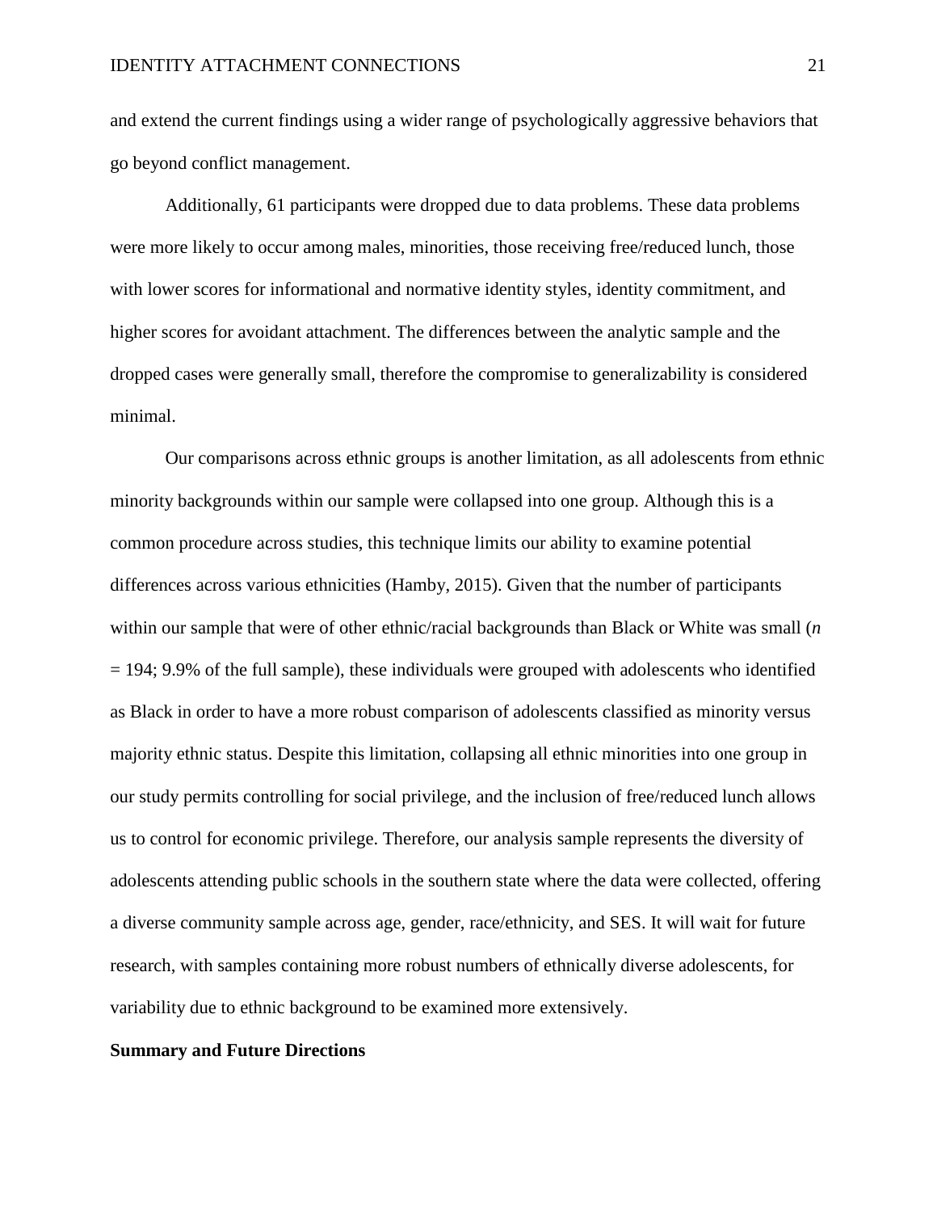and extend the current findings using a wider range of psychologically aggressive behaviors that go beyond conflict management.

Additionally, 61 participants were dropped due to data problems. These data problems were more likely to occur among males, minorities, those receiving free/reduced lunch, those with lower scores for informational and normative identity styles, identity commitment, and higher scores for avoidant attachment. The differences between the analytic sample and the dropped cases were generally small, therefore the compromise to generalizability is considered minimal.

Our comparisons across ethnic groups is another limitation, as all adolescents from ethnic minority backgrounds within our sample were collapsed into one group. Although this is a common procedure across studies, this technique limits our ability to examine potential differences across various ethnicities (Hamby, 2015). Given that the number of participants within our sample that were of other ethnic/racial backgrounds than Black or White was small ($n = 194$; 9.9% of the full sample), these individuals were grouped with adolescents who identified as Black in order to have a more robust comparison of adolescents classified as minority versus majority ethnic status. Despite this limitation, collapsing all ethnic minorities into one group in our study permits controlling for social privilege, and the inclusion of free/reduced lunch allows us to control for economic privilege. Therefore, our analysis sample represents the diversity of adolescents attending public schools in the southern state where the data were collected, offering a diverse community sample across age, gender, race/ethnicity, and SES. It will wait for future research, with samples containing more robust numbers of ethnically diverse adolescents, for variability due to ethnic background to be examined more extensively.

## Summary and Future Directions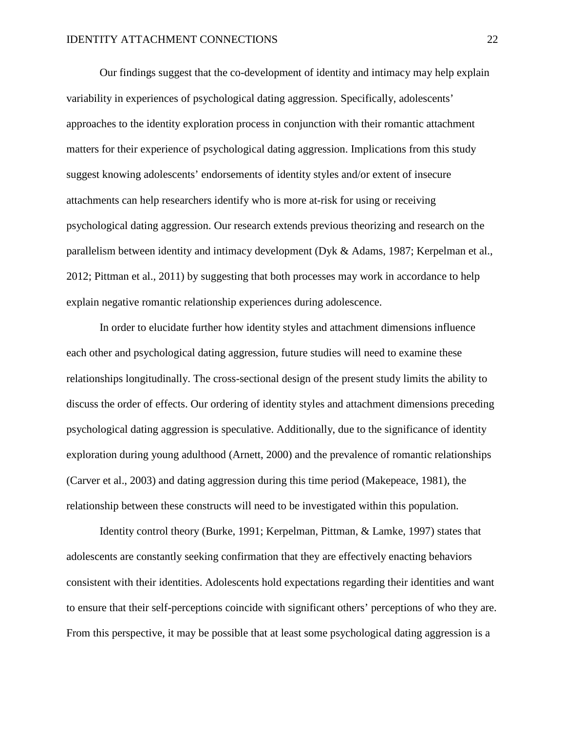Our findings suggest that the co-development of identity and intimacy may help explain variability in experiences of psychological dating aggression. Specifically, adolescents' approaches to the identity exploration process in conjunction with their romantic attachment matters for their experience of psychological dating aggression. Implications from this study suggest knowing adolescents' endorsements of identity styles and/or extent of insecure attachments can help researchers identify who is more at-risk for using or receiving psychological dating aggression. Our research extends previous theorizing and research on the parallelism between identity and intimacy development (Dyk & Adams, 1987; Kerpelman et al., 2012; Pittman et al., 2011) by suggesting that both processes may work in accordance to help explain negative romantic relationship experiences during adolescence.

In order to elucidate further how identity styles and attachment dimensions influence each other and psychological dating aggression, future studies will need to examine these relationships longitudinally. The cross-sectional design of the present study limits the ability to discuss the order of effects. Our ordering of identity styles and attachment dimensions preceding psychological dating aggression is speculative. Additionally, due to the significance of identity exploration during young adulthood (Arnett, 2000) and the prevalence of romantic relationships (Carver et al., 2003) and dating aggression during this time period (Makepeace, 1981), the relationship between these constructs will need to be investigated within this population.

Identity control theory (Burke, 1991; Kerpelman, Pittman, & Lamke, 1997) states that adolescents are constantly seeking confirmation that they are effectively enacting behaviors consistent with their identities. Adolescents hold expectations regarding their identities and want to ensure that their self-perceptions coincide with significant others' perceptions of who they are. From this perspective, it may be possible that at least some psychological dating aggression is a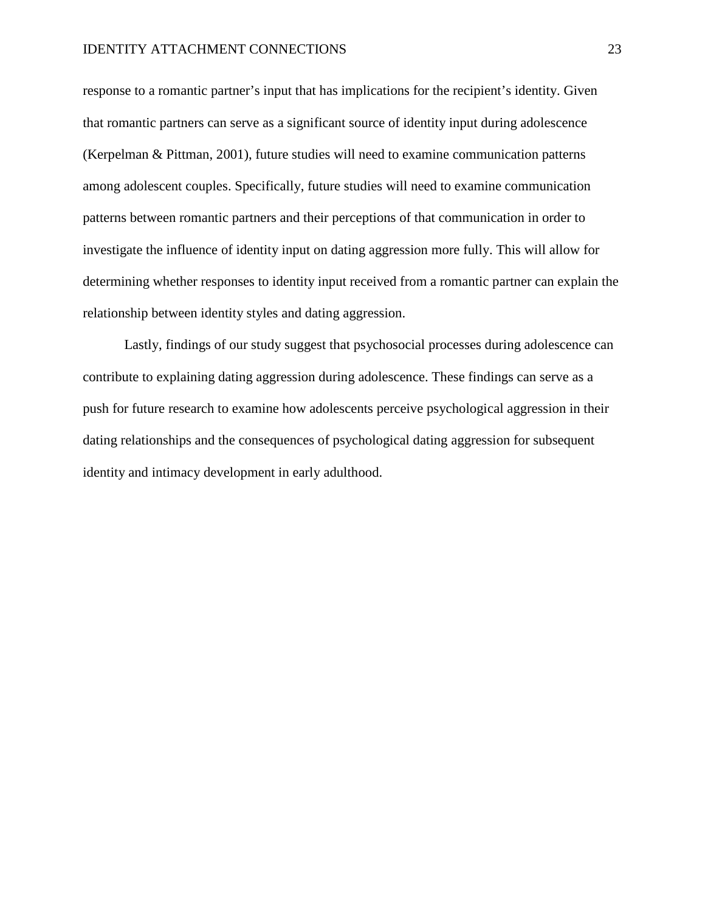response to a romantic partner's input that has implications for the recipient's identity. Given that romantic partners can serve as a significant source of identity input during adolescence (Kerpelman & Pittman, 2001), future studies will need to examine communication patterns among adolescent couples. Specifically, future studies will need to examine communication patterns between romantic partners and their perceptions of that communication in order to investigate the influence of identity input on dating aggression more fully. This will allow for determining whether responses to identity input received from a romantic partner can explain the relationship between identity styles and dating aggression.

Lastly, findings of our study suggest that psychosocial processes during adolescence can contribute to explaining dating aggression during adolescence. These findings can serve as a push for future research to examine how adolescents perceive psychological aggression in their dating relationships and the consequences of psychological dating aggression for subsequent identity and intimacy development in early adulthood.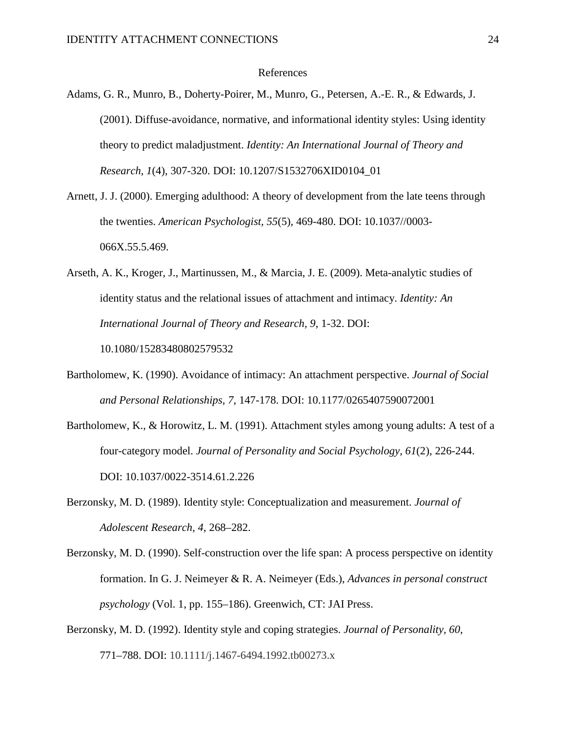# References

Adams, G. R., Munro, B., Doherty-Poirer, M., Munro, G., Petersen, A.-E. R., & Edwards, J. (2001). Diffuse-avoidance, normative, and informational identity styles: Using identity theory to predict maladjustment. *Identity: An International Journal of Theory and Research, 1*(4), 307-320. DOI: 10.1207/S1532706XID0104_01

Arnett, J. J. (2000). Emerging adulthood: A theory of development from the late teens through the twenties. *American Psychologist, 55*(5), 469-480. DOI: 10.1037//0003-066X.55.5.469.

Arseth, A. K., Kroger, J., Martinussen, M., & Marcia, J. E. (2009). Meta-analytic studies of identity status and the relational issues of attachment and intimacy. *Identity: An International Journal of Theory and Research, 9*, 1-32. DOI: 10.1080/15283480802579532

Bartholomew, K. (1990). Avoidance of intimacy: An attachment perspective. *Journal of Social and Personal Relationships, 7*, 147-178. DOI: 10.1177/0265407590072001

Bartholomew, K., & Horowitz, L. M. (1991). Attachment styles among young adults: A test of a four-category model. *Journal of Personality and Social Psychology, 61*(2), 226-244. DOI: 10.1037/0022-3514.61.2.226

Berzonsky, M. D. (1989). Identity style: Conceptualization and measurement. *Journal of Adolescent Research, 4*, 268–282.

Berzonsky, M. D. (1990). Self-construction over the life span: A process perspective on identity formation. In G. J. Neimeyer & R. A. Neimeyer (Eds.), *Advances in personal construct psychology* (Vol. 1, pp. 155–186). Greenwich, CT: JAI Press.

Berzonsky, M. D. (1992). Identity style and coping strategies. *Journal of Personality, 60*, 771–788. DOI: 10.1111/j.1467-6494.1992.tb00273.x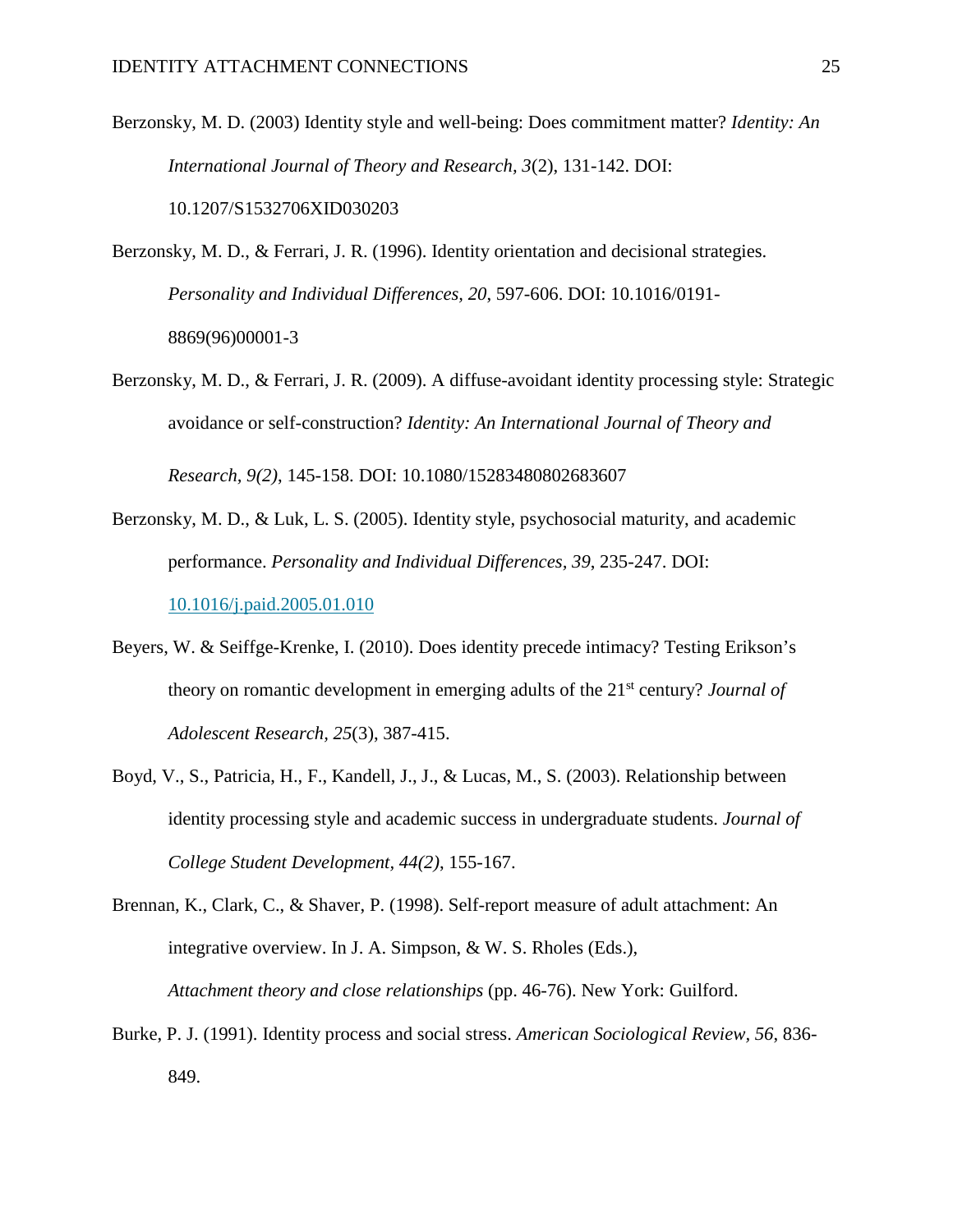Berzonsky, M. D. (2003) Identity style and well-being: Does commitment matter? *Identity: An International Journal of Theory and Research, 3*(2), 131-142. DOI: 10.1207/S1532706XID030203

Berzonsky, M. D., & Ferrari, J. R. (1996). Identity orientation and decisional strategies. *Personality and Individual Differences, 20*, 597-606. DOI: 10.1016/0191-8869(96)00001-3

Berzonsky, M. D., & Ferrari, J. R. (2009). A diffuse-avoidant identity processing style: Strategic avoidance or self-construction? *Identity: An International Journal of Theory and Research, 9(2)*, 145-158. DOI: 10.1080/15283480802683607

Berzonsky, M. D., & Luk, L. S. (2005). Identity style, psychosocial maturity, and academic performance. *Personality and Individual Differences, 39*, 235-247. DOI: 10.1016/j.paid.2005.01.010

Beyers, W. & Seiffge-Krenke, I. (2010). Does identity precede intimacy? Testing Erikson's theory on romantic development in emerging adults of the 21st century? *Journal of Adolescent Research, 25*(3), 387-415.

Boyd, V., S., Patricia, H., F., Kandell, J., J., & Lucas, M., S. (2003). Relationship between identity processing style and academic success in undergraduate students. *Journal of College Student Development, 44(2)*, 155-167.

Brennan, K., Clark, C., & Shaver, P. (1998). Self-report measure of adult attachment: An integrative overview. In J. A. Simpson, & W. S. Rholes (Eds.), *Attachment theory and close relationships* (pp. 46-76). New York: Guilford.

Burke, P. J. (1991). Identity process and social stress. *American Sociological Review, 56*, 836-849.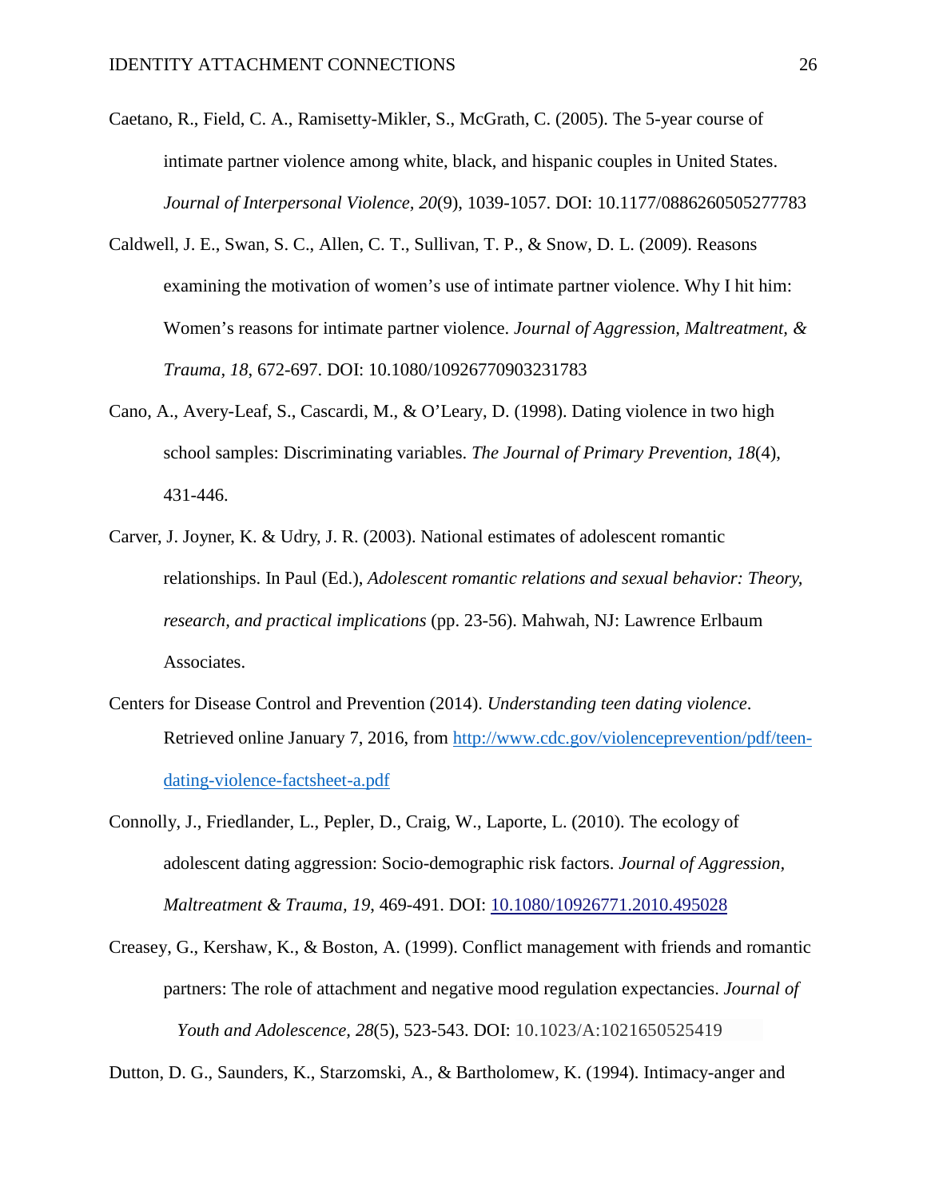Caetano, R., Field, C. A., Ramisetty-Mikler, S., McGrath, C. (2005). The 5-year course of intimate partner violence among white, black, and hispanic couples in United States. *Journal of Interpersonal Violence, 20*(9), 1039-1057. DOI: 10.1177/0886260505277783

Caldwell, J. E., Swan, S. C., Allen, C. T., Sullivan, T. P., & Snow, D. L. (2009). Reasons examining the motivation of women's use of intimate partner violence. Why I hit him: Women's reasons for intimate partner violence. *Journal of Aggression, Maltreatment, & Trauma, 18*, 672-697. DOI: 10.1080/10926770903231783

Cano, A., Avery-Leaf, S., Cascardi, M., & O'Leary, D. (1998). Dating violence in two high school samples: Discriminating variables. *The Journal of Primary Prevention, 18*(4), 431-446.

Carver, J. Joyner, K. & Udry, J. R. (2003). National estimates of adolescent romantic relationships. In Paul (Ed.), *Adolescent romantic relations and sexual behavior: Theory, research, and practical implications* (pp. 23-56). Mahwah, NJ: Lawrence Erlbaum Associates.

Centers for Disease Control and Prevention (2014). *Understanding teen dating violence*. Retrieved online January 7, 2016, from http://www.cdc.gov/violenceprevention/pdf/teen-dating-violence-factsheet-a.pdf

Connolly, J., Friedlander, L., Pepler, D., Craig, W., Laporte, L. (2010). The ecology of adolescent dating aggression: Socio-demographic risk factors. *Journal of Aggression, Maltreatment & Trauma, 19*, 469-491. DOI: 10.1080/10926771.2010.495028

Creasey, G., Kershaw, K., & Boston, A. (1999). Conflict management with friends and romantic partners: The role of attachment and negative mood regulation expectancies. *Journal of Youth and Adolescence, 28*(5), 523-543. DOI: 10.1023/A:1021650525419

Dutton, D. G., Saunders, K., Starzomski, A., & Bartholomew, K. (1994). Intimacy-anger and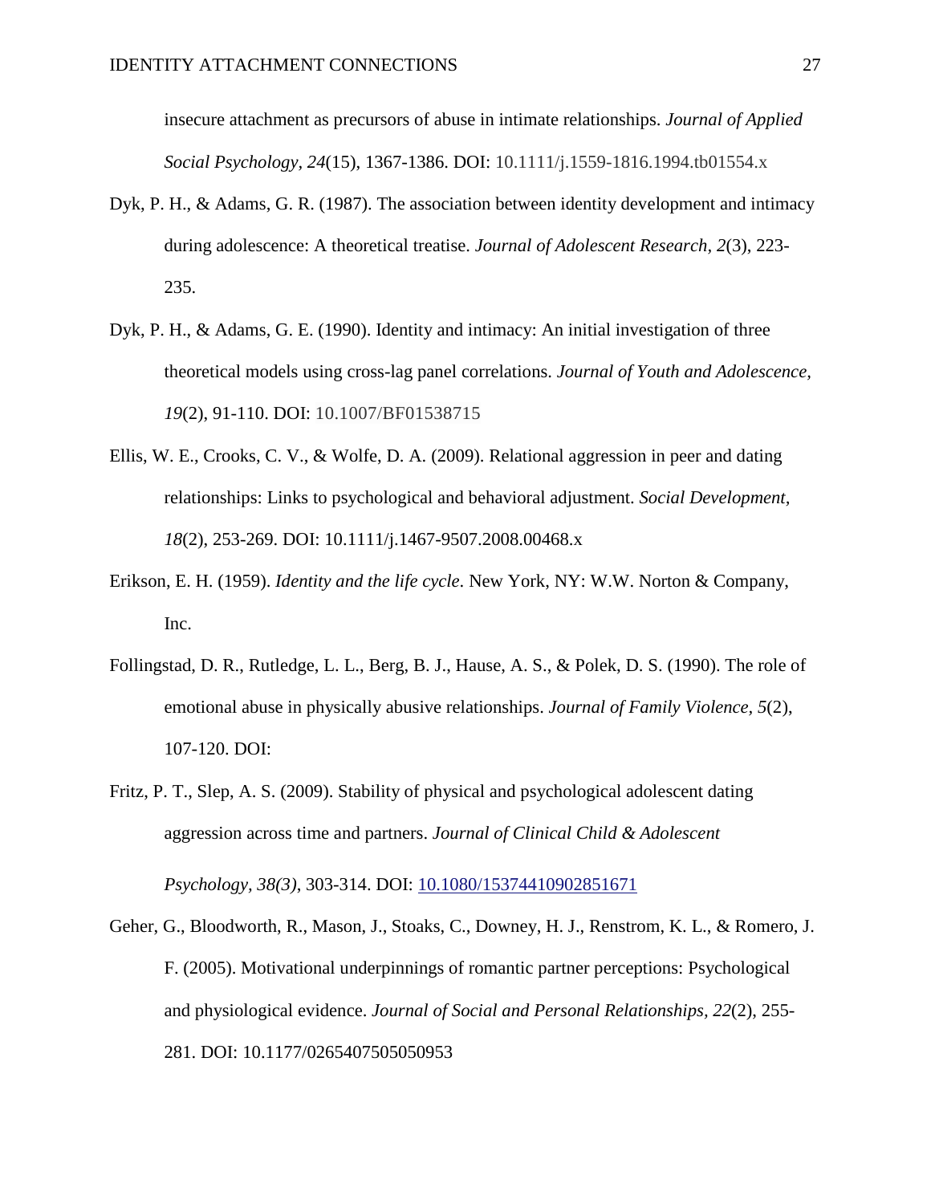insecure attachment as precursors of abuse in intimate relationships. *Journal of Applied Social Psychology, 24*(15), 1367-1386. DOI: 10.1111/j.1559-1816.1994.tb01554.x

Dyk, P. H., & Adams, G. R. (1987). The association between identity development and intimacy during adolescence: A theoretical treatise. *Journal of Adolescent Research, 2*(3), 223-235.

Dyk, P. H., & Adams, G. E. (1990). Identity and intimacy: An initial investigation of three theoretical models using cross-lag panel correlations. *Journal of Youth and Adolescence, 19*(2), 91-110. DOI: 10.1007/BF01538715

Ellis, W. E., Crooks, C. V., & Wolfe, D. A. (2009). Relational aggression in peer and dating relationships: Links to psychological and behavioral adjustment. *Social Development, 18*(2), 253-269. DOI: 10.1111/j.1467-9507.2008.00468.x

Erikson, E. H. (1959). *Identity and the life cycle*. New York, NY: W.W. Norton & Company, Inc.

Follingstad, D. R., Rutledge, L. L., Berg, B. J., Hause, A. S., & Polek, D. S. (1990). The role of emotional abuse in physically abusive relationships. *Journal of Family Violence, 5*(2), 107-120. DOI:

Fritz, P. T., Slep, A. S. (2009). Stability of physical and psychological adolescent dating aggression across time and partners. *Journal of Clinical Child & Adolescent Psychology, 38(3)*, 303-314. DOI: 10.1080/15374410902851671

Geher, G., Bloodworth, R., Mason, J., Stoaks, C., Downey, H. J., Renstrom, K. L., & Romero, J. F. (2005). Motivational underpinnings of romantic partner perceptions: Psychological and physiological evidence. *Journal of Social and Personal Relationships, 22*(2), 255-281. DOI: 10.1177/0265407505050953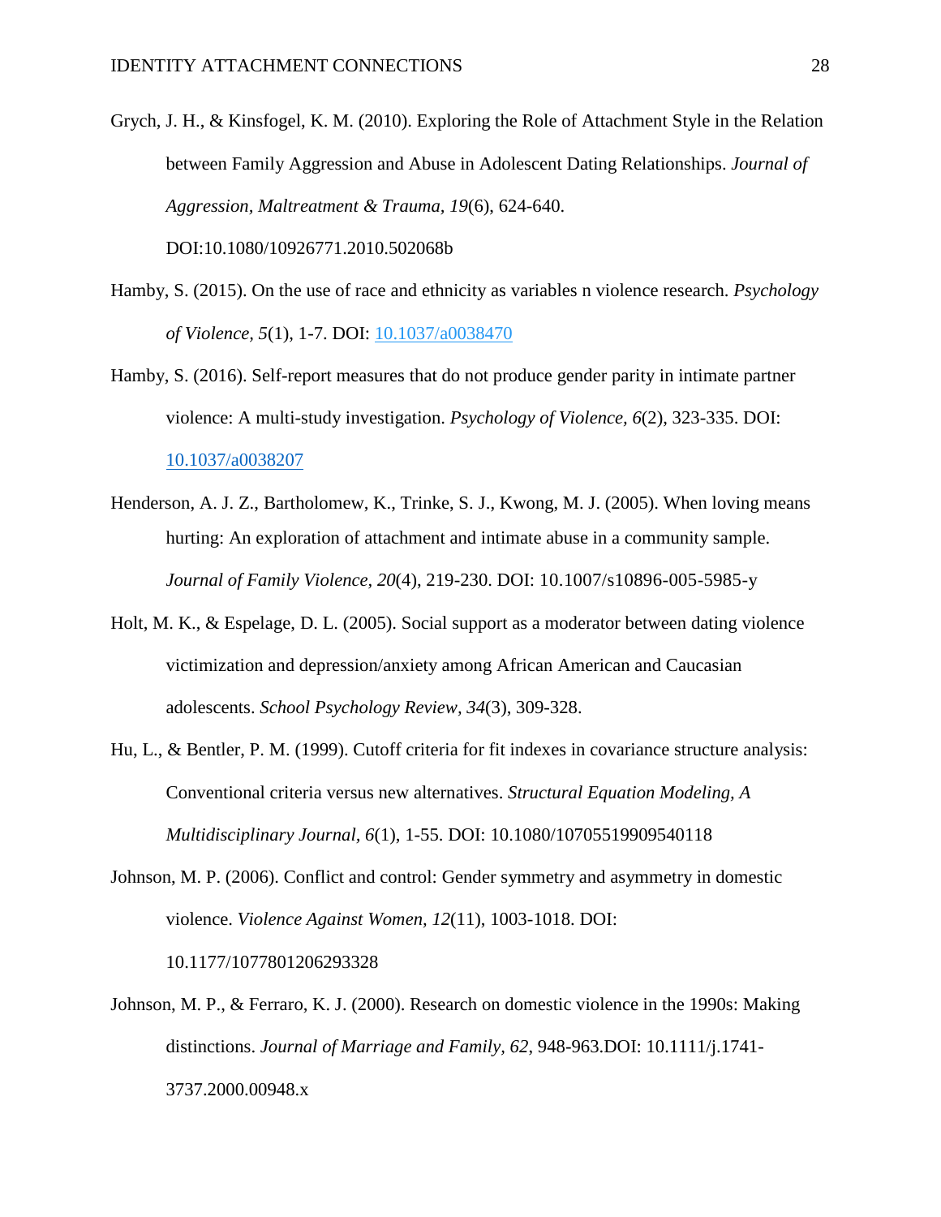Grych, J. H., & Kinsfogel, K. M. (2010). Exploring the Role of Attachment Style in the Relation between Family Aggression and Abuse in Adolescent Dating Relationships. *Journal of Aggression, Maltreatment & Trauma, 19*(6), 624-640. DOI:10.1080/10926771.2010.502068b

Hamby, S. (2015). On the use of race and ethnicity as variables n violence research. *Psychology of Violence, 5*(1), 1-7. DOI: 10.1037/a0038470

Hamby, S. (2016). Self-report measures that do not produce gender parity in intimate partner violence: A multi-study investigation. *Psychology of Violence, 6*(2), 323-335. DOI: 10.1037/a0038207

Henderson, A. J. Z., Bartholomew, K., Trinke, S. J., Kwong, M. J. (2005). When loving means hurting: An exploration of attachment and intimate abuse in a community sample. *Journal of Family Violence, 20*(4), 219-230. DOI: 10.1007/s10896-005-5985-y

Holt, M. K., & Espelage, D. L. (2005). Social support as a moderator between dating violence victimization and depression/anxiety among African American and Caucasian adolescents. *School Psychology Review, 34*(3), 309-328.

Hu, L., & Bentler, P. M. (1999). Cutoff criteria for fit indexes in covariance structure analysis: Conventional criteria versus new alternatives. *Structural Equation Modeling, A Multidisciplinary Journal, 6*(1), 1-55. DOI: 10.1080/10705519909540118

Johnson, M. P. (2006). Conflict and control: Gender symmetry and asymmetry in domestic violence. *Violence Against Women, 12*(11), 1003-1018. DOI: 10.1177/1077801206293328

Johnson, M. P., & Ferraro, K. J. (2000). Research on domestic violence in the 1990s: Making distinctions. *Journal of Marriage and Family, 62*, 948-963.DOI: 10.1111/j.1741-3737.2000.00948.x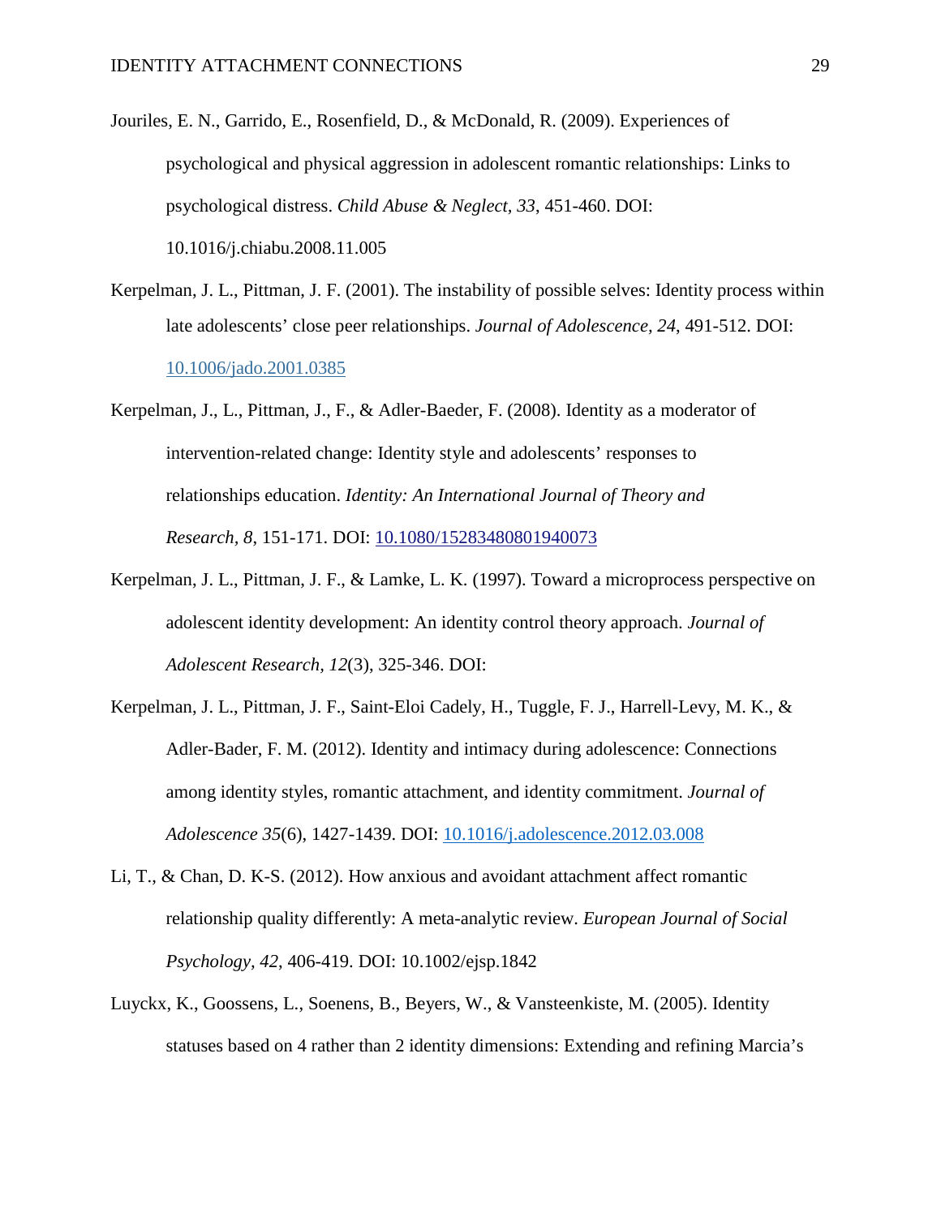Jouriles, E. N., Garrido, E., Rosenfield, D., & McDonald, R. (2009). Experiences of psychological and physical aggression in adolescent romantic relationships: Links to psychological distress. *Child Abuse & Neglect, 33*, 451-460. DOI: 10.1016/j.chiabu.2008.11.005

Kerpelman, J. L., Pittman, J. F. (2001). The instability of possible selves: Identity process within late adolescents' close peer relationships. *Journal of Adolescence, 24*, 491-512. DOI: 10.1006/jado.2001.0385

Kerpelman, J., L., Pittman, J., F., & Adler-Baeder, F. (2008). Identity as a moderator of intervention-related change: Identity style and adolescents' responses to relationships education. *Identity: An International Journal of Theory and Research, 8*, 151-171. DOI: 10.1080/15283480801940073

Kerpelman, J. L., Pittman, J. F., & Lamke, L. K. (1997). Toward a microprocess perspective on adolescent identity development: An identity control theory approach. *Journal of Adolescent Research, 12*(3), 325-346. DOI:

Kerpelman, J. L., Pittman, J. F., Saint-Eloi Cadely, H., Tuggle, F. J., Harrell-Levy, M. K., & Adler-Bader, F. M. (2012). Identity and intimacy during adolescence: Connections among identity styles, romantic attachment, and identity commitment. *Journal of Adolescence 35*(6), 1427-1439. DOI: 10.1016/j.adolescence.2012.03.008

Li, T., & Chan, D. K-S. (2012). How anxious and avoidant attachment affect romantic relationship quality differently: A meta-analytic review. *European Journal of Social Psychology, 42*, 406-419. DOI: 10.1002/ejsp.1842

Luyckx, K., Goossens, L., Soenens, B., Beyers, W., & Vansteenkiste, M. (2005). Identity statuses based on 4 rather than 2 identity dimensions: Extending and refining Marcia's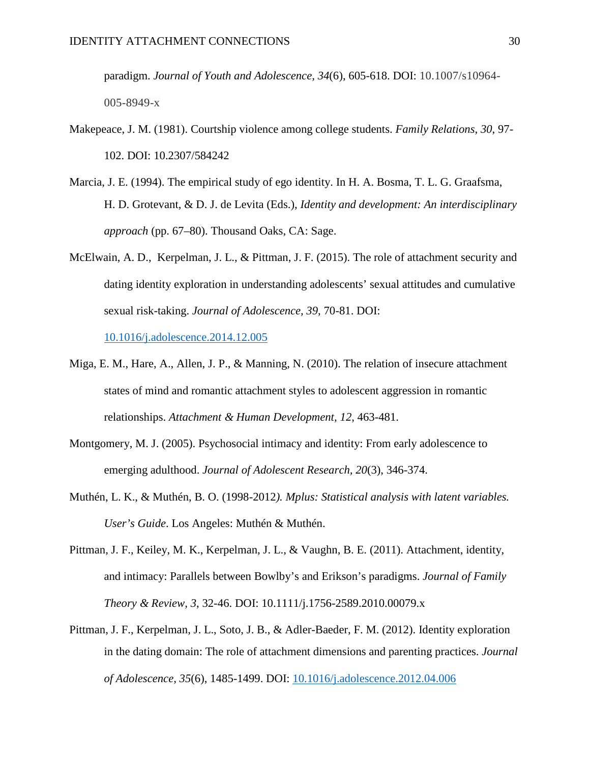paradigm. *Journal of Youth and Adolescence*, *34*(6), 605-618. DOI: 10.1007/s10964-005-8949-x

Makepeace, J. M. (1981). Courtship violence among college students. *Family Relations*, *30*, 97-102. DOI: 10.2307/584242

Marcia, J. E. (1994). The empirical study of ego identity. In H. A. Bosma, T. L. G. Graafsma, H. D. Grotevant, & D. J. de Levita (Eds.), *Identity and development: An interdisciplinary approach* (pp. 67–80). Thousand Oaks, CA: Sage.

McElwain, A. D., Kerpelman, J. L., & Pittman, J. F. (2015). The role of attachment security and dating identity exploration in understanding adolescents' sexual attitudes and cumulative sexual risk-taking. *Journal of Adolescence, 39*, 70-81. DOI: 10.1016/j.adolescence.2014.12.005

Miga, E. M., Hare, A., Allen, J. P., & Manning, N. (2010). The relation of insecure attachment states of mind and romantic attachment styles to adolescent aggression in romantic relationships. *Attachment & Human Development, 12*, 463-481.

Montgomery, M. J. (2005). Psychosocial intimacy and identity: From early adolescence to emerging adulthood. *Journal of Adolescent Research, 20*(3), 346-374.

Muthén, L. K., & Muthén, B. O. (1998-2012*). Mplus: Statistical analysis with latent variables. User's Guide*. Los Angeles: Muthén & Muthén.

Pittman, J. F., Keiley, M. K., Kerpelman, J. L., & Vaughn, B. E. (2011). Attachment, identity, and intimacy: Parallels between Bowlby's and Erikson's paradigms. *Journal of Family Theory & Review, 3*, 32-46. DOI: 10.1111/j.1756-2589.2010.00079.x

Pittman, J. F., Kerpelman, J. L., Soto, J. B., & Adler-Baeder, F. M. (2012). Identity exploration in the dating domain: The role of attachment dimensions and parenting practices. *Journal of Adolescence, 35*(6), 1485-1499. DOI: 10.1016/j.adolescence.2012.04.006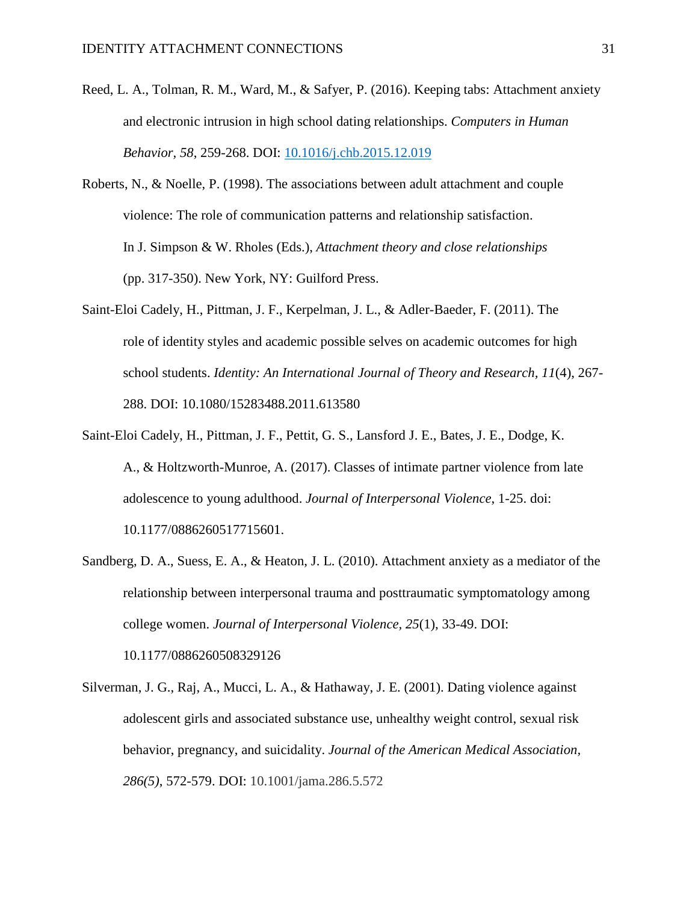Reed, L. A., Tolman, R. M., Ward, M., & Safyer, P. (2016). Keeping tabs: Attachment anxiety and electronic intrusion in high school dating relationships. *Computers in Human Behavior*, *58*, 259-268. DOI: 10.1016/j.chb.2015.12.019

Roberts, N., & Noelle, P. (1998). The associations between adult attachment and couple violence: The role of communication patterns and relationship satisfaction. In J. Simpson & W. Rholes (Eds.), *Attachment theory and close relationships* (pp. 317-350). New York, NY: Guilford Press.

Saint-Eloi Cadely, H., Pittman, J. F., Kerpelman, J. L., & Adler-Baeder, F. (2011). The role of identity styles and academic possible selves on academic outcomes for high school students. *Identity: An International Journal of Theory and Research, 11*(4), 267-288. DOI: 10.1080/15283488.2011.613580

Saint-Eloi Cadely, H., Pittman, J. F., Pettit, G. S., Lansford J. E., Bates, J. E., Dodge, K. A., & Holtzworth-Munroe, A. (2017). Classes of intimate partner violence from late adolescence to young adulthood. *Journal of Interpersonal Violence*, 1-25. doi: 10.1177/0886260517715601.

Sandberg, D. A., Suess, E. A., & Heaton, J. L. (2010). Attachment anxiety as a mediator of the relationship between interpersonal trauma and posttraumatic symptomatology among college women. *Journal of Interpersonal Violence, 25*(1), 33-49. DOI: 10.1177/0886260508329126

Silverman, J. G., Raj, A., Mucci, L. A., & Hathaway, J. E. (2001). Dating violence against adolescent girls and associated substance use, unhealthy weight control, sexual risk behavior, pregnancy, and suicidality. *Journal of the American Medical Association*, *286(5)*, 572-579. DOI: 10.1001/jama.286.5.572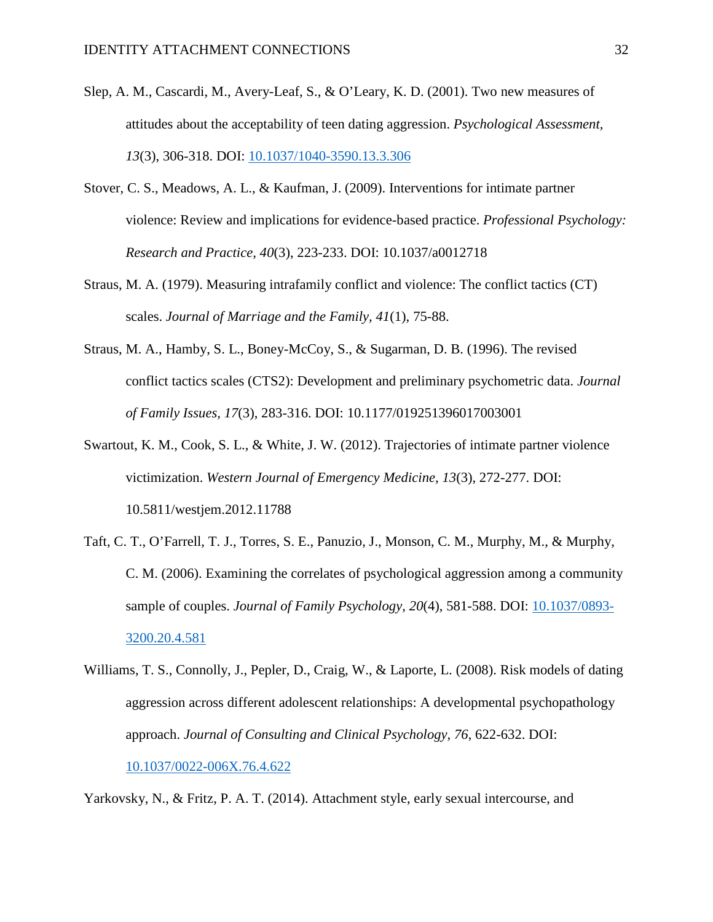Slep, A. M., Cascardi, M., Avery-Leaf, S., & O'Leary, K. D. (2001). Two new measures of attitudes about the acceptability of teen dating aggression. *Psychological Assessment, 13*(3), 306-318. DOI: 10.1037/1040-3590.13.3.306

Stover, C. S., Meadows, A. L., & Kaufman, J. (2009). Interventions for intimate partner violence: Review and implications for evidence-based practice. *Professional Psychology: Research and Practice, 40*(3), 223-233. DOI: 10.1037/a0012718

Straus, M. A. (1979). Measuring intrafamily conflict and violence: The conflict tactics (CT) scales. *Journal of Marriage and the Family, 41*(1), 75-88.

Straus, M. A., Hamby, S. L., Boney-McCoy, S., & Sugarman, D. B. (1996). The revised conflict tactics scales (CTS2): Development and preliminary psychometric data. *Journal of Family Issues, 17*(3), 283-316. DOI: 10.1177/019251396017003001

Swartout, K. M., Cook, S. L., & White, J. W. (2012). Trajectories of intimate partner violence victimization. *Western Journal of Emergency Medicine, 13*(3), 272-277. DOI: 10.5811/westjem.2012.11788

Taft, C. T., O'Farrell, T. J., Torres, S. E., Panuzio, J., Monson, C. M., Murphy, M., & Murphy, C. M. (2006). Examining the correlates of psychological aggression among a community sample of couples. *Journal of Family Psychology, 20*(4), 581-588. DOI: 10.1037/0893-3200.20.4.581

Williams, T. S., Connolly, J., Pepler, D., Craig, W., & Laporte, L. (2008). Risk models of dating aggression across different adolescent relationships: A developmental psychopathology approach. *Journal of Consulting and Clinical Psychology, 76*, 622-632. DOI: 10.1037/0022-006X.76.4.622

Yarkovsky, N., & Fritz, P. A. T. (2014). Attachment style, early sexual intercourse, and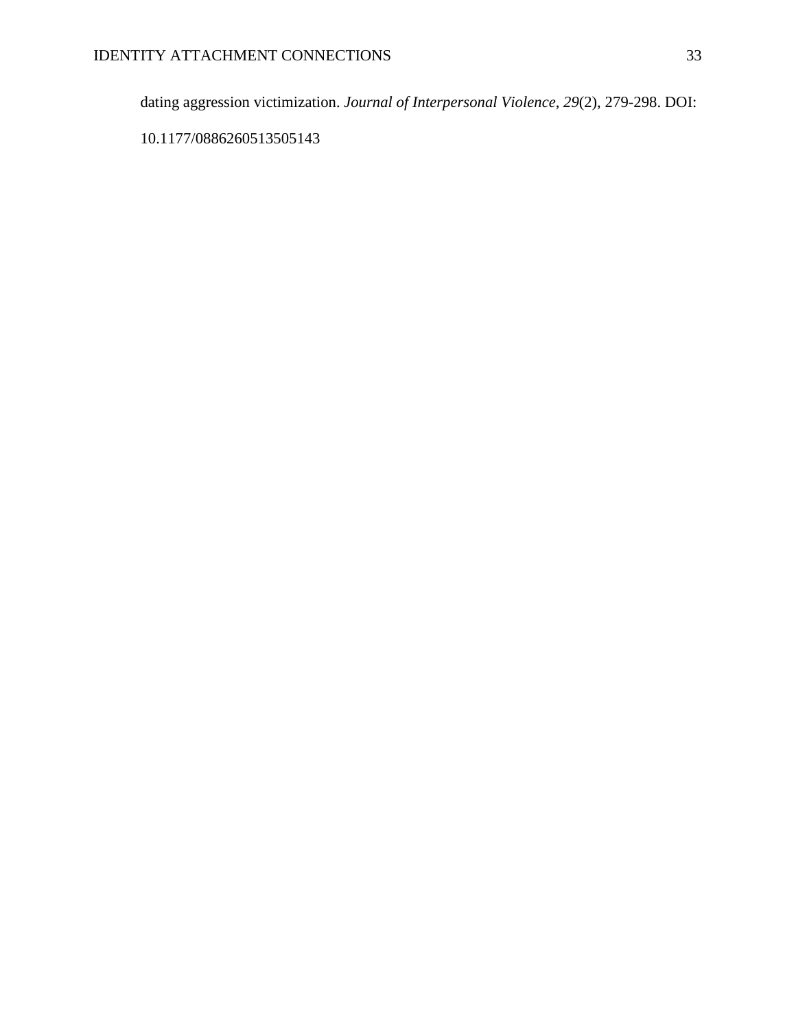dating aggression victimization. *Journal of Interpersonal Violence*, *29*(2), 279-298. DOI: 10.1177/0886260513505143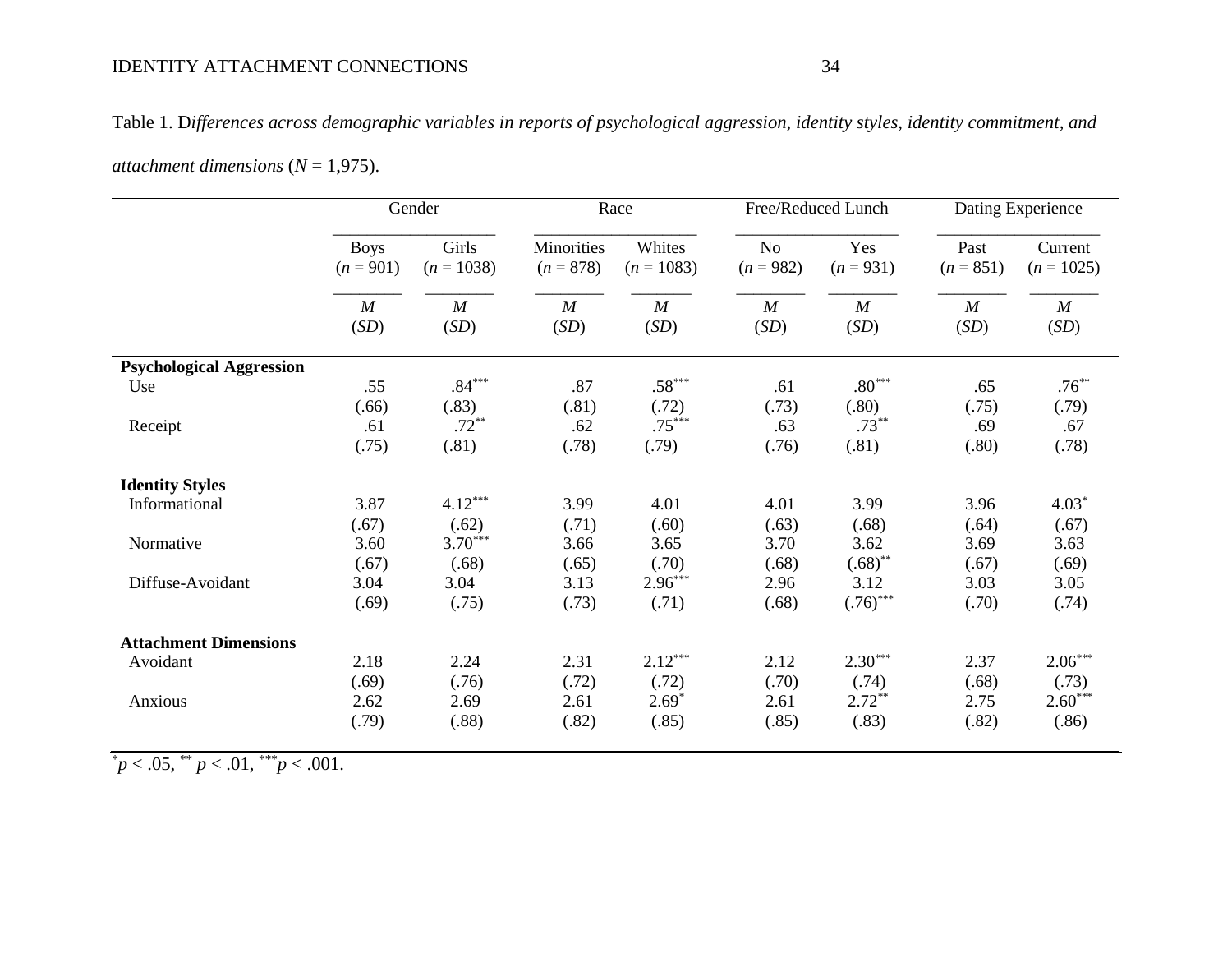Table 1. D*ifferences across demographic variables in reports of psychological aggression, identity styles, identity commitment, and attachment dimensions* ($N$ = 1,975).

| | Gender | | Race | | Free/Reduced Lunch | | Dating Experience | |
|---|---|---|---|---|---|---|---|---|
| | Boys ($n$ = 901) | Girls ($n$ = 1038) | Minorities ($n$ = 878) | Whites ($n$ = 1083) | No ($n$ = 982) | Yes ($n$ = 931) | Past ($n$ = 851) | Current ($n$ = 1025) |
| | *M* (*SD*) | *M* (*SD*) | *M* (*SD*) | *M* (*SD*) | *M* (*SD*) | *M* (*SD*) | *M* (*SD*) | *M* (*SD*) |
| **Psychological Aggression** | | | | | | | | |
| Use | .55 (.66) | $.84^{***}$ (.83) | .87 (.81) | $.58^{***}$ (.72) | .61 (.73) | $.80^{***}$ (.80) | .65 (.75) | $.76^{**}$ (.79) |
| Receipt | .61 (.75) | $.72^{**}$ (.81) | .62 (.78) | $.75^{***}$ (.79) | .63 (.76) | $.73^{**}$ (.81) | .69 (.80) | .67 (.78) |
| **Identity Styles** | | | | | | | | |
| Informational | 3.87 (.67) | $4.12^{***}$ (.62) | 3.99 (.71) | 4.01 (.60) | 4.01 (.63) | 3.99 (.68) | 3.96 (.64) | $4.03^{*}$ (.67) |
| Normative | 3.60 (.67) | $3.70^{***}$ (.68) | 3.66 (.65) | 3.65 (.70) | 3.70 (.68) | 3.62 $(.68)^{**}$ | 3.69 (.67) | 3.63 (.69) |
| Diffuse-Avoidant | 3.04 (.69) | 3.04 (.75) | 3.13 (.73) | $2.96^{***}$ (.71) | 2.96 (.68) | 3.12 $(.76)^{***}$ | 3.03 (.70) | 3.05 (.74) |
| **Attachment Dimensions** | | | | | | | | |
| Avoidant | 2.18 (.69) | 2.24 (.76) | 2.31 (.72) | $2.12^{***}$ (.72) | 2.12 (.70) | $2.30^{***}$ (.74) | 2.37 (.68) | $2.06^{***}$ (.73) |
| Anxious | 2.62 (.79) | 2.69 (.88) | 2.61 (.82) | $2.69^{*}$ (.85) | 2.61 (.85) | $2.72^{**}$ (.83) | 2.75 (.82) | $2.60^{***}$ (.86) |

$^{*}p < .05$, $^{**}p < .01$, $^{***}p < .001$.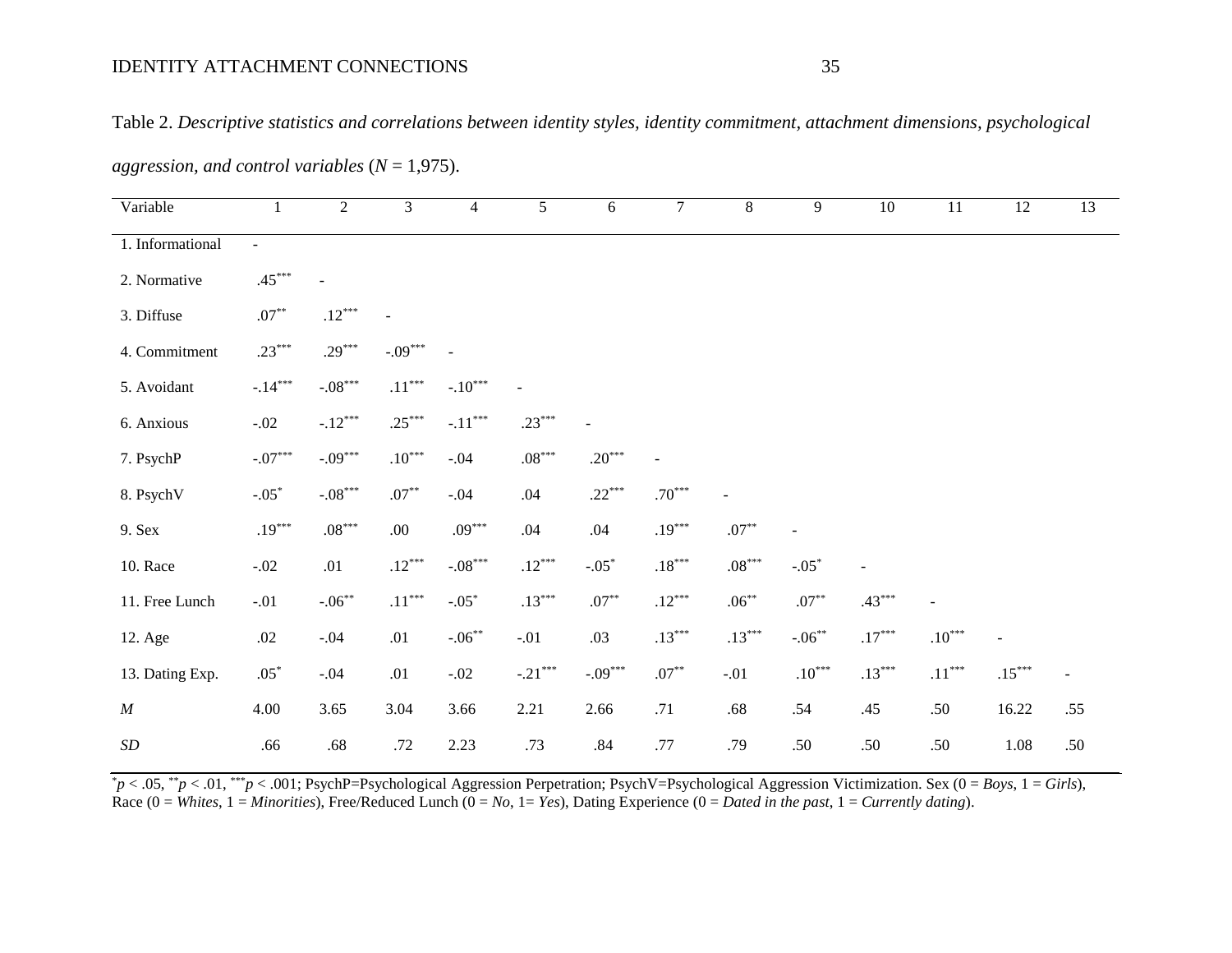Table 2. *Descriptive statistics and correlations between identity styles, identity commitment, attachment dimensions, psychological aggression, and control variables* ($N$ = 1,975).

| Variable | 1 | 2 | 3 | 4 | 5 | 6 | 7 | 8 | 9 | 10 | 11 | 12 | 13 |
|---|---|---|---|---|---|---|---|---|---|---|---|---|---|
| 1. Informational | - | | | | | | | | | | | | |
| 2. Normative | .45$^{***}$ | - | | | | | | | | | | | |
| 3. Diffuse | .07$^{**}$ | .12$^{***}$ | - | | | | | | | | | | |
| 4. Commitment | .23$^{***}$ | .29$^{***}$ | -.09$^{***}$ | - | | | | | | | | | |
| 5. Avoidant | -.14$^{***}$ | -.08$^{***}$ | .11$^{***}$ | -.10$^{***}$ | - | | | | | | | | |
| 6. Anxious | -.02 | -.12$^{***}$ | .25$^{***}$ | -.11$^{***}$ | .23$^{***}$ | - | | | | | | | |
| 7. PsychP | -.07$^{***}$ | -.09$^{***}$ | .10$^{***}$ | -.04 | .08$^{***}$ | .20$^{***}$ | - | | | | | | |
| 8. PsychV | -.05$^{*}$ | -.08$^{***}$ | .07$^{**}$ | -.04 | .04 | .22$^{***}$ | .70$^{***}$ | - | | | | | |
| 9. Sex | .19$^{***}$ | .08$^{***}$ | .00 | .09$^{***}$ | .04 | .04 | .19$^{***}$ | .07$^{**}$ | - | | | | |
| 10. Race | -.02 | .01 | .12$^{***}$ | -.08$^{***}$ | .12$^{***}$ | -.05$^{*}$ | .18$^{***}$ | .08$^{***}$ | -.05$^{*}$ | - | | | |
| 11. Free Lunch | -.01 | -.06$^{**}$ | .11$^{***}$ | -.05$^{*}$ | .13$^{***}$ | .07$^{**}$ | .12$^{***}$ | .06$^{**}$ | .07$^{**}$ | .43$^{***}$ | - | | |
| 12. Age | .02 | -.04 | .01 | -.06$^{**}$ | -.01 | .03 | .13$^{***}$ | .13$^{***}$ | -.06$^{**}$ | .17$^{***}$ | .10$^{***}$ | - | |
| 13. Dating Exp. | .05$^{*}$ | -.04 | .01 | -.02 | -.21$^{***}$ | -.09$^{***}$ | .07$^{**}$ | -.01 | .10$^{***}$ | .13$^{***}$ | .11$^{***}$ | .15$^{***}$ | - |
| *M* | 4.00 | 3.65 | 3.04 | 3.66 | 2.21 | 2.66 | .71 | .68 | .54 | .45 | .50 | 16.22 | .55 |
| *SD* | .66 | .68 | .72 | 2.23 | .73 | .84 | .77 | .79 | .50 | .50 | .50 | 1.08 | .50 |

$^{*}p$ < .05, $^{**}p$ < .01, $^{***}p$ < .001; PsychP=Psychological Aggression Perpetration; PsychV=Psychological Aggression Victimization. Sex (0 = *Boys*, 1 = *Girls*), Race (0 = *Whites*, 1 = *Minorities*), Free/Reduced Lunch (0 = *No*, 1= *Yes*), Dating Experience (0 = *Dated in the past*, 1 = *Currently dating*).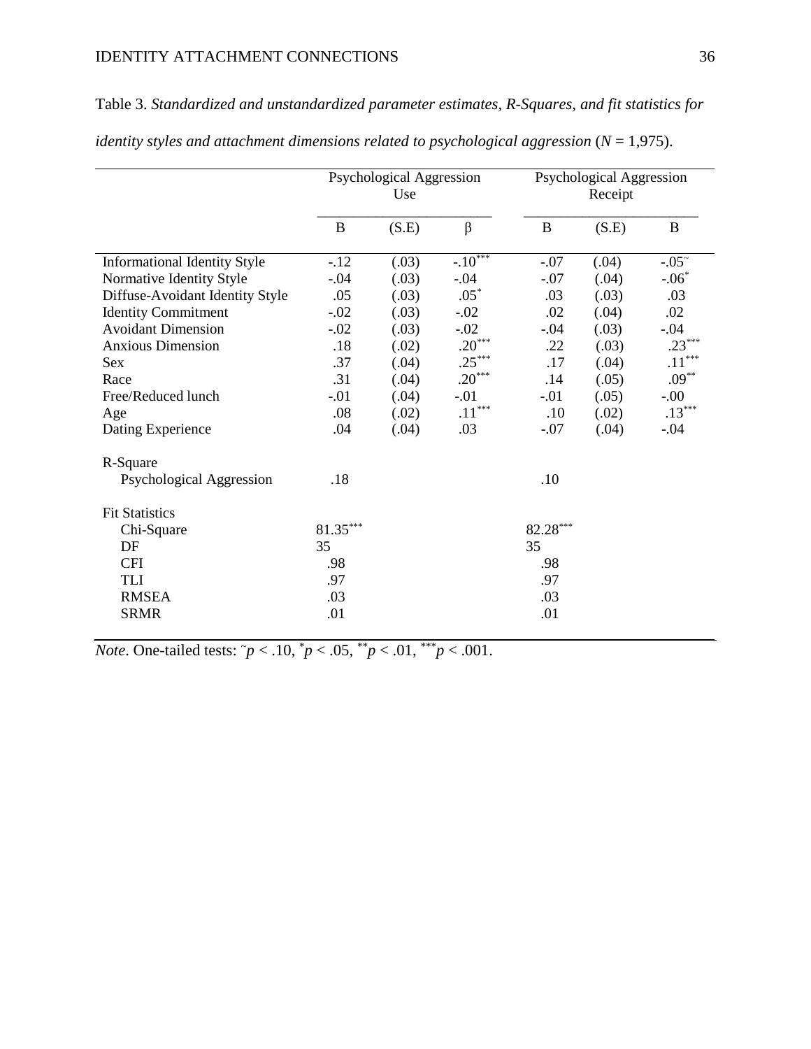Table 3. *Standardized and unstandardized parameter estimates, R-Squares, and fit statistics for identity styles and attachment dimensions related to psychological aggression* ($N$ = 1,975).

| | Psychological Aggression Use | | | Psychological Aggression Receipt | | |
|---|---|---|---|---|---|---|
| | B | (S.E) | β | B | (S.E) | B |
| Informational Identity Style | -.12 | (.03) | $-.10^{***}$ | -.07 | (.04) | $-.05^{\sim}$ |
| Normative Identity Style | -.04 | (.03) | -.04 | -.07 | (.04) | $-.06^{*}$ |
| Diffuse-Avoidant Identity Style | .05 | (.03) | $.05^{*}$ | .03 | (.03) | .03 |
| Identity Commitment | -.02 | (.03) | -.02 | .02 | (.04) | .02 |
| Avoidant Dimension | -.02 | (.03) | -.02 | -.04 | (.03) | -.04 |
| Anxious Dimension | .18 | (.02) | $.20^{***}$ | .22 | (.03) | $.23^{***}$ |
| Sex | .37 | (.04) | $.25^{***}$ | .17 | (.04) | $.11^{***}$ |
| Race | .31 | (.04) | $.20^{***}$ | .14 | (.05) | $.09^{**}$ |
| Free/Reduced lunch | -.01 | (.04) | -.01 | -.01 | (.05) | -.00 |
| Age | .08 | (.02) | $.11^{***}$ | .10 | (.02) | $.13^{***}$ |
| Dating Experience | .04 | (.04) | .03 | -.07 | (.04) | -.04 |
| R-Square | | | | | | |
| Psychological Aggression | .18 | | | .10 | | |
| Fit Statistics | | | | | | |
| Chi-Square | $81.35^{***}$ | | | $82.28^{***}$ | | |
| DF | 35 | | | 35 | | |
| CFI | .98 | | | .98 | | |
| TLI | .97 | | | .97 | | |
| RMSEA | .03 | | | .03 | | |
| SRMR | .01 | | | .01 | | |

*Note*. One-tailed tests: $^{\sim}p < .10$, $^{*}p < .05$, $^{**}p < .01$, $^{***}p < .001$.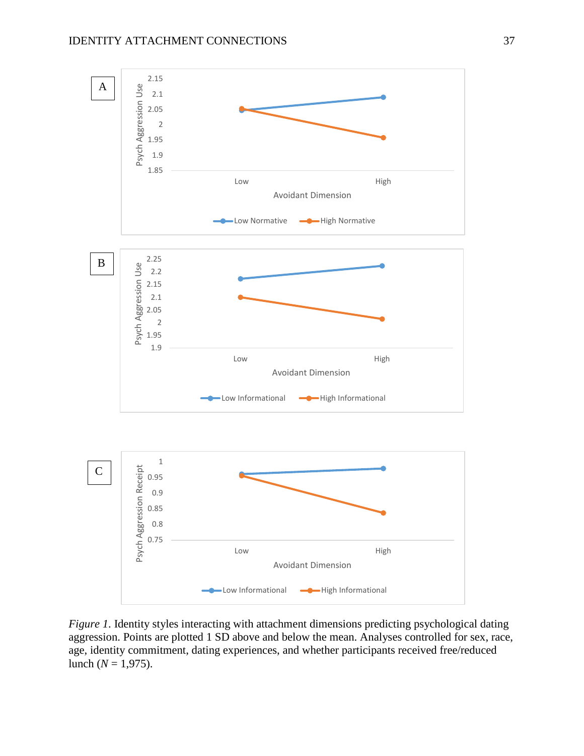A

Psych Aggression Use

2.15
2.1
2.05
2
1.95
1.9
1.85

Low
High

Avoidant Dimension

Low Normative
High Normative

B

Psych Aggression Use

2.25
2.2
2.15
2.1
2.05
2
1.95
1.9

Low
High

Avoidant Dimension

Low Informational
High Informational

C

Psych Aggression Receipt

1
0.95
0.9
0.85
0.8
0.75

Low
High

Avoidant Dimension

Low Informational
High Informational

*Figure 1*. Identity styles interacting with attachment dimensions predicting psychological dating aggression. Points are plotted 1 SD above and below the mean. Analyses controlled for sex, race, age, identity commitment, dating experiences, and whether participants received free/reduced lunch (*N* = 1,975).